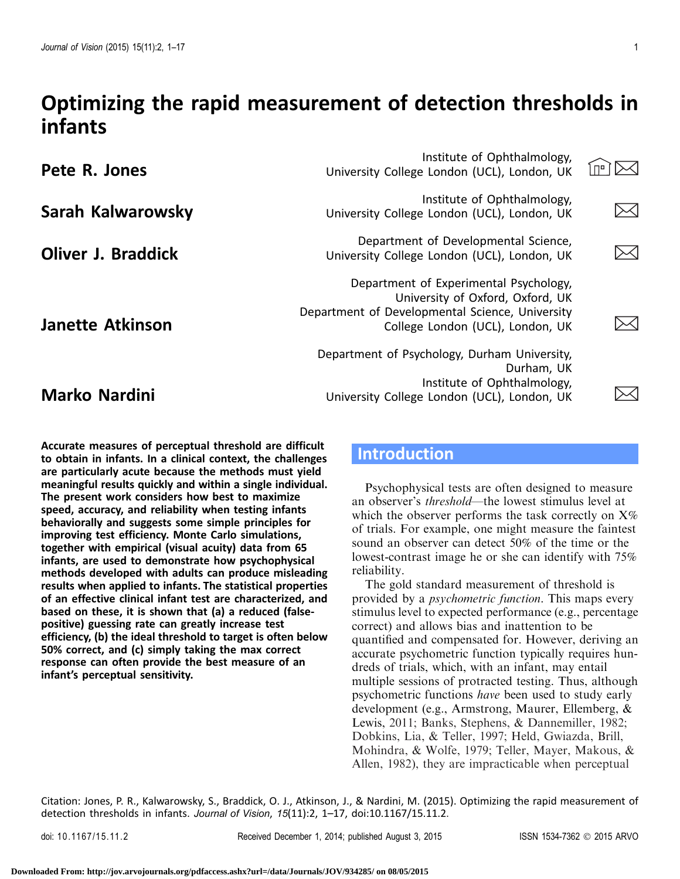# Optimizing the rapid measurement of detection thresholds in infants

**Pete R. Jones** — Institute of Ophthalmology, University College London (UCL), London, UK

**Sarah Kalwarowsky** — Institute of Ophthalmology, University College London (UCL), London, UK

**Oliver J. Braddick** — Department of Developmental Science, University College London (UCL), London, UK

**Janette Atkinson** — Department of Experimental Psychology, University of Oxford, Oxford, UK; Department of Developmental Science, University College London (UCL), London, UK

**Marko Nardini** — Department of Psychology, Durham University, Durham, UK; Institute of Ophthalmology, University College London (UCL), London, UK

**Accurate measures of perceptual threshold are difficult to obtain in infants. In a clinical context, the challenges are particularly acute because the methods must yield meaningful results quickly and within a single individual. The present work considers how best to maximize speed, accuracy, and reliability when testing infants behaviorally and suggests some simple principles for improving test efficiency. Monte Carlo simulations, together with empirical (visual acuity) data from 65 infants, are used to demonstrate how psychophysical methods developed with adults can produce misleading results when applied to infants. The statistical properties of an effective clinical infant test are characterized, and based on these, it is shown that (a) a reduced (false-positive) guessing rate can greatly increase test efficiency, (b) the ideal threshold to target is often below 50% correct, and (c) simply taking the max correct response can often provide the best measure of an infant's perceptual sensitivity.**

## Introduction

Psychophysical tests are often designed to measure an observer's *threshold*—the lowest stimulus level at which the observer performs the task correctly on X% of trials. For example, one might measure the faintest sound an observer can detect 50% of the time or the lowest-contrast image he or she can identify with 75% reliability.

The gold standard measurement of threshold is provided by a *psychometric function*. This maps every stimulus level to expected performance (e.g., percentage correct) and allows bias and inattention to be quantified and compensated for. However, deriving an accurate psychometric function typically requires hundreds of trials, which, with an infant, may entail multiple sessions of protracted testing. Thus, although psychometric functions *have* been used to study early development (e.g., Armstrong, Maurer, Ellemberg, & Lewis, 2011; Banks, Stephens, & Dannemiller, 1982; Dobkins, Lia, & Teller, 1997; Held, Gwiazda, Brill, Mohindra, & Wolfe, 1979; Teller, Mayer, Makous, & Allen, 1982), they are impracticable when perceptual

Citation: Jones, P. R., Kalwarowsky, S., Braddick, O. J., Atkinson, J., & Nardini, M. (2015). Optimizing the rapid measurement of detection thresholds in infants. *Journal of Vision*, *15*(11):2, 1–17, doi:10.1167/15.11.2.

doi: 10.1167/15.11.2 Received December 1, 2014; published August 3, 2015 ISSN 1534-7362 © 2015 ARVO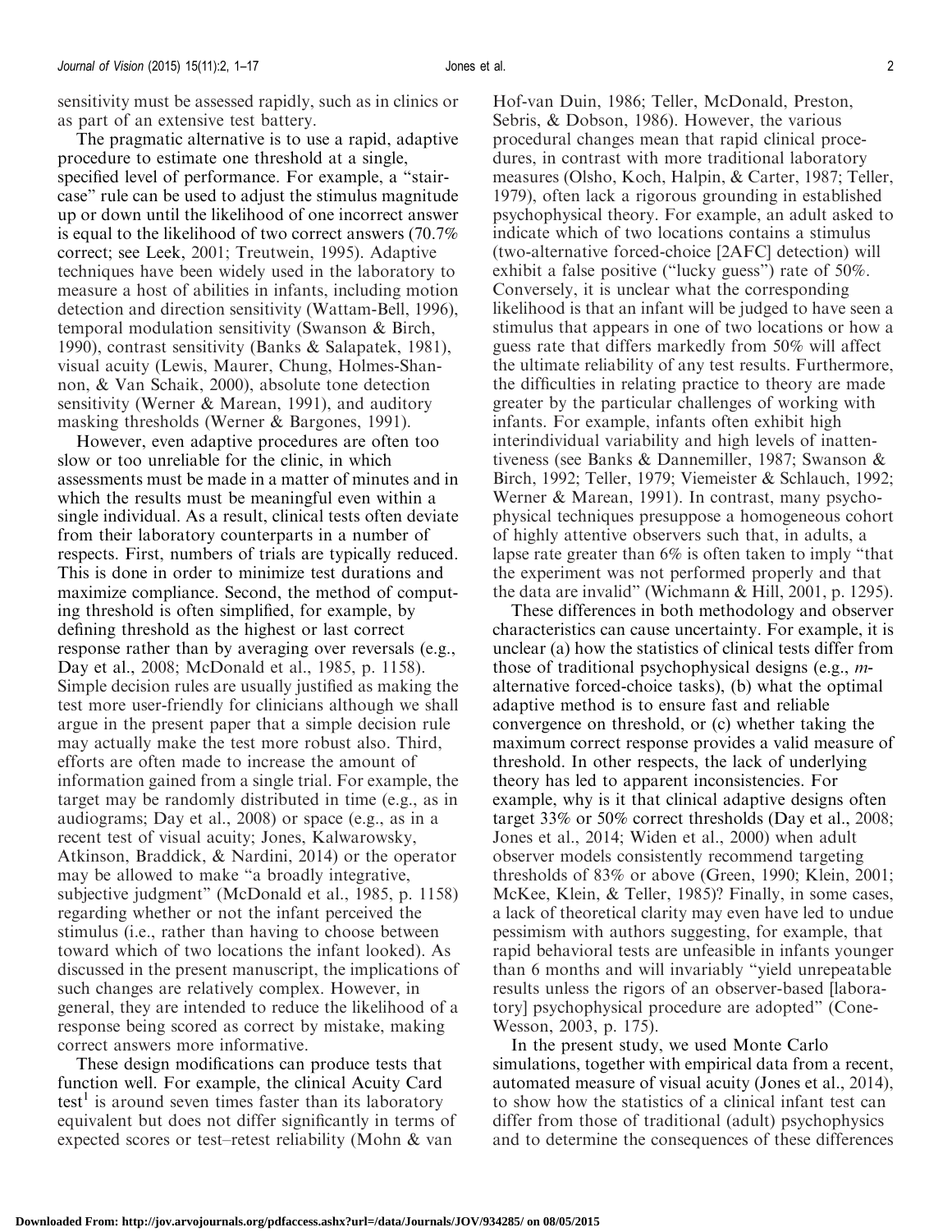sensitivity must be assessed rapidly, such as in clinics or as part of an extensive test battery.

The pragmatic alternative is to use a rapid, adaptive procedure to estimate one threshold at a single, specified level of performance. For example, a "staircase" rule can be used to adjust the stimulus magnitude up or down until the likelihood of one incorrect answer is equal to the likelihood of two correct answers (70.7% correct; see Leek, 2001; Treutwein, 1995). Adaptive techniques have been widely used in the laboratory to measure a host of abilities in infants, including motion detection and direction sensitivity (Wattam-Bell, 1996), temporal modulation sensitivity (Swanson & Birch, 1990), contrast sensitivity (Banks & Salapatek, 1981), visual acuity (Lewis, Maurer, Chung, Holmes-Shannon, & Van Schaik, 2000), absolute tone detection sensitivity (Werner & Marean, 1991), and auditory masking thresholds (Werner & Bargones, 1991).

However, even adaptive procedures are often too slow or too unreliable for the clinic, in which assessments must be made in a matter of minutes and in which the results must be meaningful even within a single individual. As a result, clinical tests often deviate from their laboratory counterparts in a number of respects. First, numbers of trials are typically reduced. This is done in order to minimize test durations and maximize compliance. Second, the method of computing threshold is often simplified, for example, by defining threshold as the highest or last correct response rather than by averaging over reversals (e.g., Day et al., 2008; McDonald et al., 1985, p. 1158). Simple decision rules are usually justified as making the test more user-friendly for clinicians although we shall argue in the present paper that a simple decision rule may actually make the test more robust also. Third, efforts are often made to increase the amount of information gained from a single trial. For example, the target may be randomly distributed in time (e.g., as in audiograms; Day et al., 2008) or space (e.g., as in a recent test of visual acuity; Jones, Kalwarowsky, Atkinson, Braddick, & Nardini, 2014) or the operator may be allowed to make "a broadly integrative, subjective judgment" (McDonald et al., 1985, p. 1158) regarding whether or not the infant perceived the stimulus (i.e., rather than having to choose between toward which of two locations the infant looked). As discussed in the present manuscript, the implications of such changes are relatively complex. However, in general, they are intended to reduce the likelihood of a response being scored as correct by mistake, making correct answers more informative.

These design modifications can produce tests that function well. For example, the clinical Acuity Card test[1] is around seven times faster than its laboratory equivalent but does not differ significantly in terms of expected scores or test–retest reliability (Mohn & van Hof-van Duin, 1986; Teller, McDonald, Preston, Sebris, & Dobson, 1986). However, the various procedural changes mean that rapid clinical procedures, in contrast with more traditional laboratory measures (Olsho, Koch, Halpin, & Carter, 1987; Teller, 1979), often lack a rigorous grounding in established psychophysical theory. For example, an adult asked to indicate which of two locations contains a stimulus (two-alternative forced-choice [2AFC] detection) will exhibit a false positive ("lucky guess") rate of 50%. Conversely, it is unclear what the corresponding likelihood is that an infant will be judged to have seen a stimulus that appears in one of two locations or how a guess rate that differs markedly from 50% will affect the ultimate reliability of any test results. Furthermore, the difficulties in relating practice to theory are made greater by the particular challenges of working with infants. For example, infants often exhibit high interindividual variability and high levels of inattentiveness (see Banks & Dannemiller, 1987; Swanson & Birch, 1992; Teller, 1979; Viemeister & Schlauch, 1992; Werner & Marean, 1991). In contrast, many psychophysical techniques presuppose a homogeneous cohort of highly attentive observers such that, in adults, a lapse rate greater than 6% is often taken to imply "that the experiment was not performed properly and that the data are invalid" (Wichmann & Hill, 2001, p. 1295).

These differences in both methodology and observer characteristics can cause uncertainty. For example, it is unclear (a) how the statistics of clinical tests differ from those of traditional psychophysical designs (e.g., *m*-alternative forced-choice tasks), (b) what the optimal adaptive method is to ensure fast and reliable convergence on threshold, or (c) whether taking the maximum correct response provides a valid measure of threshold. In other respects, the lack of underlying theory has led to apparent inconsistencies. For example, why is it that clinical adaptive designs often target 33% or 50% correct thresholds (Day et al., 2008; Jones et al., 2014; Widen et al., 2000) when adult observer models consistently recommend targeting thresholds of 83% or above (Green, 1990; Klein, 2001; McKee, Klein, & Teller, 1985)? Finally, in some cases, a lack of theoretical clarity may even have led to undue pessimism with authors suggesting, for example, that rapid behavioral tests are unfeasible in infants younger than 6 months and will invariably "yield unrepeatable results unless the rigors of an observer-based [laboratory] psychophysical procedure are adopted" (Cone-Wesson, 2003, p. 175).

In the present study, we used Monte Carlo simulations, together with empirical data from a recent, automated measure of visual acuity (Jones et al., 2014), to show how the statistics of a clinical infant test can differ from those of traditional (adult) psychophysics and to determine the consequences of these differences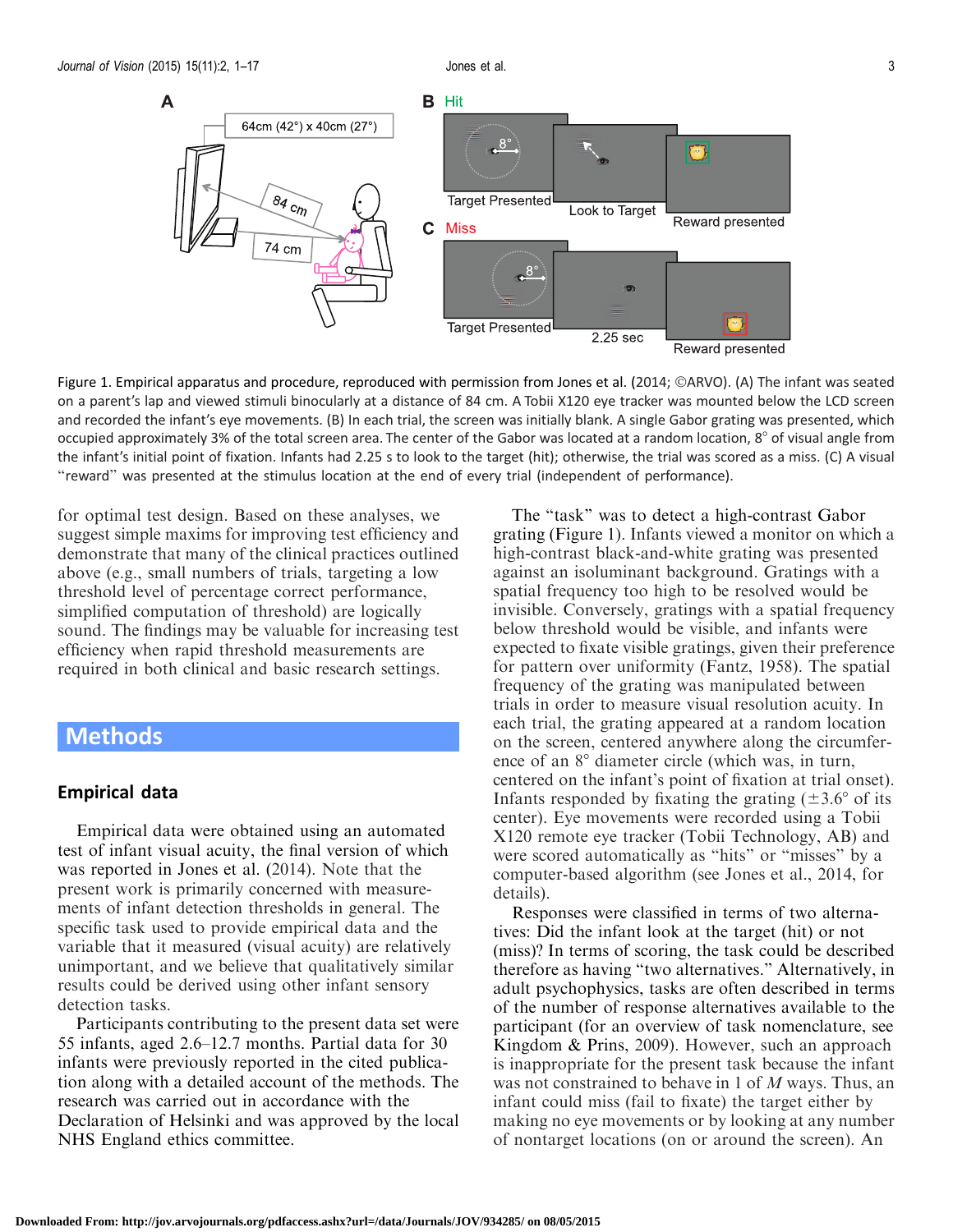A

64cm (42°) x 40cm (27°)

84 cm

74 cm

B Hit

8°

Target Presented

Look to Target

Reward presented

C Miss

8°

Target Presented

2.25 sec

Reward presented

Figure 1. Empirical apparatus and procedure, reproduced with permission from Jones et al. (2014; ©ARVO). (A) The infant was seated on a parent's lap and viewed stimuli binocularly at a distance of 84 cm. A Tobii X120 eye tracker was mounted below the LCD screen and recorded the infant's eye movements. (B) In each trial, the screen was initially blank. A single Gabor grating was presented, which occupied approximately 3% of the total screen area. The center of the Gabor was located at a random location, 8° of visual angle from the infant's initial point of fixation. Infants had 2.25 s to look to the target (hit); otherwise, the trial was scored as a miss. (C) A visual "reward" was presented at the stimulus location at the end of every trial (independent of performance).

for optimal test design. Based on these analyses, we suggest simple maxims for improving test efficiency and demonstrate that many of the clinical practices outlined above (e.g., small numbers of trials, targeting a low threshold level of percentage correct performance, simplified computation of threshold) are logically sound. The findings may be valuable for increasing test efficiency when rapid threshold measurements are required in both clinical and basic research settings.

## Methods

### Empirical data

Empirical data were obtained using an automated test of infant visual acuity, the final version of which was reported in Jones et al. (2014). Note that the present work is primarily concerned with measurements of infant detection thresholds in general. The specific task used to provide empirical data and the variable that it measured (visual acuity) are relatively unimportant, and we believe that qualitatively similar results could be derived using other infant sensory detection tasks.

Participants contributing to the present data set were 55 infants, aged 2.6–12.7 months. Partial data for 30 infants were previously reported in the cited publication along with a detailed account of the methods. The research was carried out in accordance with the Declaration of Helsinki and was approved by the local NHS England ethics committee.

The "task" was to detect a high-contrast Gabor grating (Figure 1). Infants viewed a monitor on which a high-contrast black-and-white grating was presented against an isoluminant background. Gratings with a spatial frequency too high to be resolved would be invisible. Conversely, gratings with a spatial frequency below threshold would be visible, and infants were expected to fixate visible gratings, given their preference for pattern over uniformity (Fantz, 1958). The spatial frequency of the grating was manipulated between trials in order to measure visual resolution acuity. In each trial, the grating appeared at a random location on the screen, centered anywhere along the circumference of an 8° diameter circle (which was, in turn, centered on the infant's point of fixation at trial onset). Infants responded by fixating the grating (±3.6° of its center). Eye movements were recorded using a Tobii X120 remote eye tracker (Tobii Technology, AB) and were scored automatically as "hits" or "misses" by a computer-based algorithm (see Jones et al., 2014, for details).

Responses were classified in terms of two alternatives: Did the infant look at the target (hit) or not (miss)? In terms of scoring, the task could be described therefore as having "two alternatives." Alternatively, in adult psychophysics, tasks are often described in terms of the number of response alternatives available to the participant (for an overview of task nomenclature, see Kingdom & Prins, 2009). However, such an approach is inappropriate for the present task because the infant was not constrained to behave in 1 of $M$ ways. Thus, an infant could miss (fail to fixate) the target either by making no eye movements or by looking at any number of nontarget locations (on or around the screen). An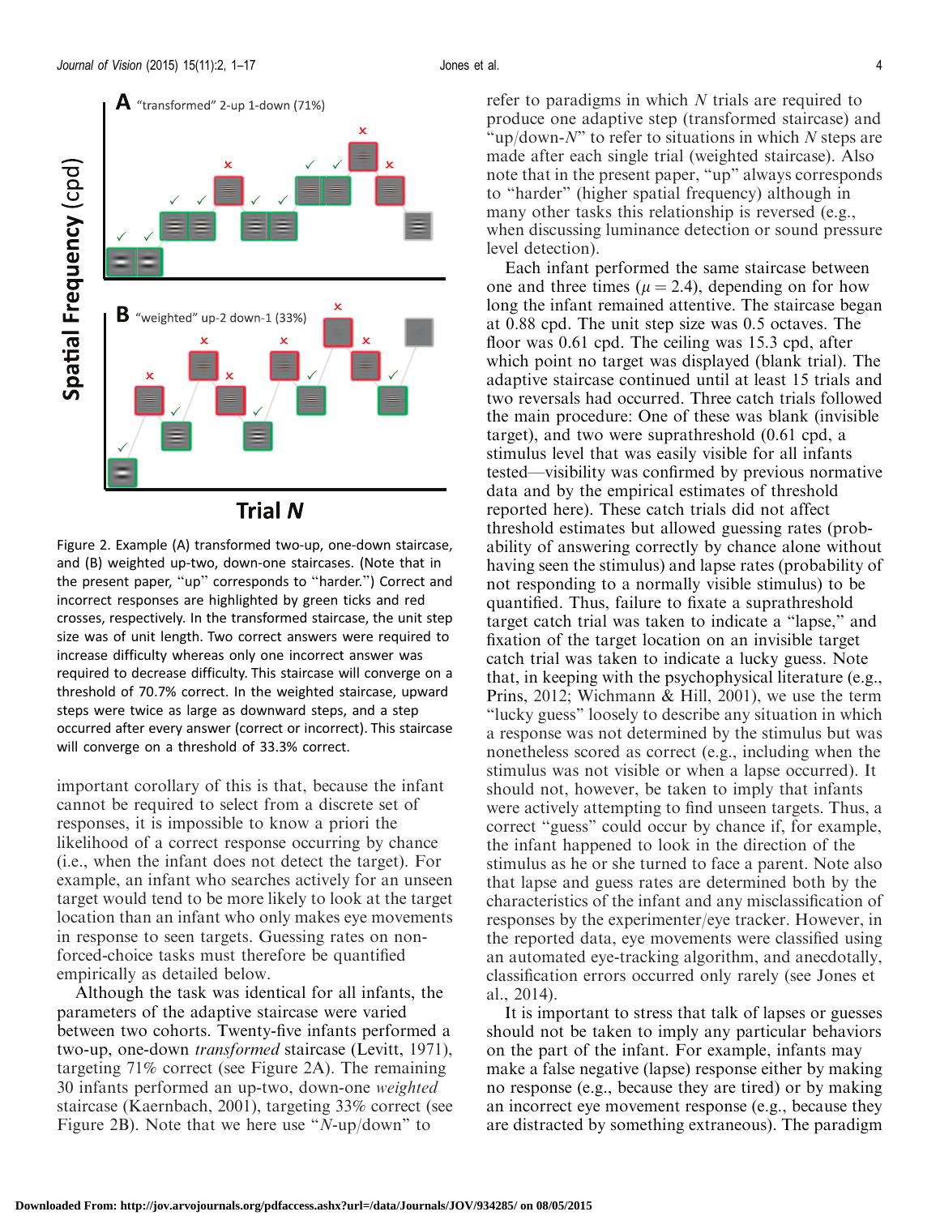A "transformed" 2-up 1-down (71%)

B "weighted" up-2 down-1 (33%)

Spatial Frequency (cpd)

Trial *N*

Figure 2. Example (A) transformed two-up, one-down staircase, and (B) weighted up-two, down-one staircases. (Note that in the present paper, "up" corresponds to "harder.") Correct and incorrect responses are highlighted by green ticks and red crosses, respectively. In the transformed staircase, the unit step size was of unit length. Two correct answers were required to increase difficulty whereas only one incorrect answer was required to decrease difficulty. This staircase will converge on a threshold of 70.7% correct. In the weighted staircase, upward steps were twice as large as downward steps, and a step occurred after every answer (correct or incorrect). This staircase will converge on a threshold of 33.3% correct.

important corollary of this is that, because the infant cannot be required to select from a discrete set of responses, it is impossible to know a priori the likelihood of a correct response occurring by chance (i.e., when the infant does not detect the target). For example, an infant who searches actively for an unseen target would tend to be more likely to look at the target location than an infant who only makes eye movements in response to seen targets. Guessing rates on non-forced-choice tasks must therefore be quantified empirically as detailed below.

Although the task was identical for all infants, the parameters of the adaptive staircase were varied between two cohorts. Twenty-five infants performed a two-up, one-down *transformed* staircase (Levitt, 1971), targeting 71% correct (see Figure 2A). The remaining 30 infants performed an up-two, down-one *weighted* staircase (Kaernbach, 2001), targeting 33% correct (see Figure 2B). Note that we here use "*N*-up/down" to refer to paradigms in which *N* trials are required to produce one adaptive step (transformed staircase) and "up/down-*N*" to refer to situations in which *N* steps are made after each single trial (weighted staircase). Also note that in the present paper, "up" always corresponds to "harder" (higher spatial frequency) although in many other tasks this relationship is reversed (e.g., when discussing luminance detection or sound pressure level detection).

Each infant performed the same staircase between one and three times ($\mu = 2.4$), depending on for how long the infant remained attentive. The staircase began at 0.88 cpd. The unit step size was 0.5 octaves. The floor was 0.61 cpd. The ceiling was 15.3 cpd, after which point no target was displayed (blank trial). The adaptive staircase continued until at least 15 trials and two reversals had occurred. Three catch trials followed the main procedure: One of these was blank (invisible target), and two were suprathreshold (0.61 cpd, a stimulus level that was easily visible for all infants tested—visibility was confirmed by previous normative data and by the empirical estimates of threshold reported here). These catch trials did not affect threshold estimates but allowed guessing rates (probability of answering correctly by chance alone without having seen the stimulus) and lapse rates (probability of not responding to a normally visible stimulus) to be quantified. Thus, failure to fixate a suprathreshold target catch trial was taken to indicate a "lapse," and fixation of the target location on an invisible target catch trial was taken to indicate a lucky guess. Note that, in keeping with the psychophysical literature (e.g., Prins, 2012; Wichmann & Hill, 2001), we use the term "lucky guess" loosely to describe any situation in which a response was not determined by the stimulus but was nonetheless scored as correct (e.g., including when the stimulus was not visible or when a lapse occurred). It should not, however, be taken to imply that infants were actively attempting to find unseen targets. Thus, a correct "guess" could occur by chance if, for example, the infant happened to look in the direction of the stimulus as he or she turned to face a parent. Note also that lapse and guess rates are determined both by the characteristics of the infant and any misclassification of responses by the experimenter/eye tracker. However, in the reported data, eye movements were classified using an automated eye-tracking algorithm, and anecdotally, classification errors occurred only rarely (see Jones et al., 2014).

It is important to stress that talk of lapses or guesses should not be taken to imply any particular behaviors on the part of the infant. For example, infants may make a false negative (lapse) response either by making no response (e.g., because they are tired) or by making an incorrect eye movement response (e.g., because they are distracted by something extraneous). The paradigm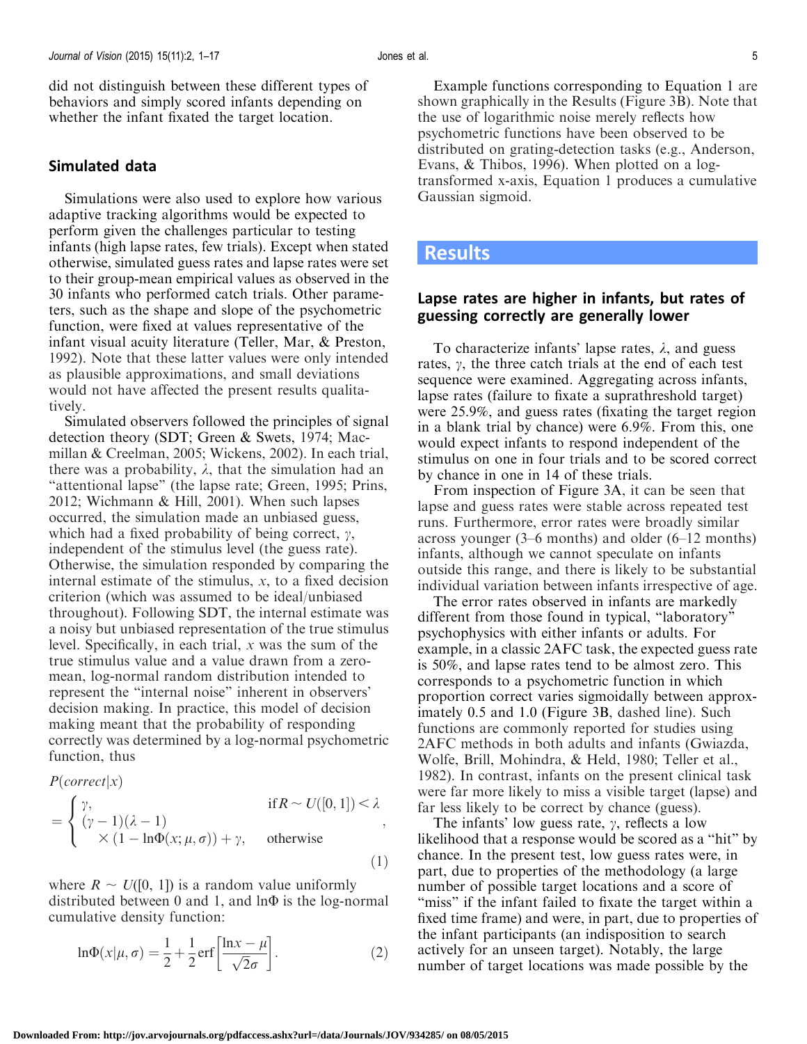did not distinguish between these different types of behaviors and simply scored infants depending on whether the infant fixated the target location.

### Simulated data

Simulations were also used to explore how various adaptive tracking algorithms would be expected to perform given the challenges particular to testing infants (high lapse rates, few trials). Except when stated otherwise, simulated guess rates and lapse rates were set to their group-mean empirical values as observed in the 30 infants who performed catch trials. Other parameters, such as the shape and slope of the psychometric function, were fixed at values representative of the infant visual acuity literature (Teller, Mar, & Preston, 1992). Note that these latter values were only intended as plausible approximations, and small deviations would not have affected the present results qualitatively.

Simulated observers followed the principles of signal detection theory (SDT; Green & Swets, 1974; Macmillan & Creelman, 2005; Wickens, 2002). In each trial, there was a probability, $\lambda$, that the simulation had an "attentional lapse" (the lapse rate; Green, 1995; Prins, 2012; Wichmann & Hill, 2001). When such lapses occurred, the simulation made an unbiased guess, which had a fixed probability of being correct, $\gamma$, independent of the stimulus level (the guess rate). Otherwise, the simulation responded by comparing the internal estimate of the stimulus, $x$, to a fixed decision criterion (which was assumed to be ideal/unbiased throughout). Following SDT, the internal estimate was a noisy but unbiased representation of the true stimulus level. Specifically, in each trial, $x$ was the sum of the true stimulus value and a value drawn from a zero-mean, log-normal random distribution intended to represent the "internal noise" inherent in observers' decision making. In practice, this model of decision making meant that the probability of responding correctly was determined by a log-normal psychometric function, thus

$$P(correct|x) = \begin{cases} \gamma, & \text{if } R \sim U([0,1]) < \lambda \\ (\gamma - 1)(\lambda - 1) \times (1 - \ln\Phi(x;\mu,\sigma)) + \gamma, & \text{otherwise} \end{cases}, \tag{1}$$

where $R \sim U([0, 1])$ is a random value uniformly distributed between 0 and 1, and $\ln\Phi$ is the log-normal cumulative density function:

$$\ln\Phi(x|\mu,\sigma) = \frac{1}{2} + \frac{1}{2}\text{erf}\left[\frac{\ln x - \mu}{\sqrt{2}\sigma}\right]. \tag{2}$$

Example functions corresponding to Equation 1 are shown graphically in the Results (Figure 3B). Note that the use of logarithmic noise merely reflects how psychometric functions have been observed to be distributed on grating-detection tasks (e.g., Anderson, Evans, & Thibos, 1996). When plotted on a log-transformed x-axis, Equation 1 produces a cumulative Gaussian sigmoid.

## Results

### Lapse rates are higher in infants, but rates of guessing correctly are generally lower

To characterize infants' lapse rates, $\lambda$, and guess rates, $\gamma$, the three catch trials at the end of each test sequence were examined. Aggregating across infants, lapse rates (failure to fixate a suprathreshold target) were 25.9%, and guess rates (fixating the target region in a blank trial by chance) were 6.9%. From this, one would expect infants to respond independent of the stimulus on one in four trials and to be scored correct by chance in one in 14 of these trials.

From inspection of Figure 3A, it can be seen that lapse and guess rates were stable across repeated test runs. Furthermore, error rates were broadly similar across younger (3–6 months) and older (6–12 months) infants, although we cannot speculate on infants outside this range, and there is likely to be substantial individual variation between infants irrespective of age.

The error rates observed in infants are markedly different from those found in typical, "laboratory" psychophysics with either infants or adults. For example, in a classic 2AFC task, the expected guess rate is 50%, and lapse rates tend to be almost zero. This corresponds to a psychometric function in which proportion correct varies sigmoidally between approximately 0.5 and 1.0 (Figure 3B, dashed line). Such functions are commonly reported for studies using 2AFC methods in both adults and infants (Gwiazda, Wolfe, Brill, Mohindra, & Held, 1980; Teller et al., 1982). In contrast, infants on the present clinical task were far more likely to miss a visible target (lapse) and far less likely to be correct by chance (guess).

The infants' low guess rate, $\gamma$, reflects a low likelihood that a response would be scored as a "hit" by chance. In the present test, low guess rates were, in part, due to properties of the methodology (a large number of possible target locations and a score of "miss" if the infant failed to fixate the target within a fixed time frame) and were, in part, due to properties of the infant participants (an indisposition to search actively for an unseen target). Notably, the large number of target locations was made possible by the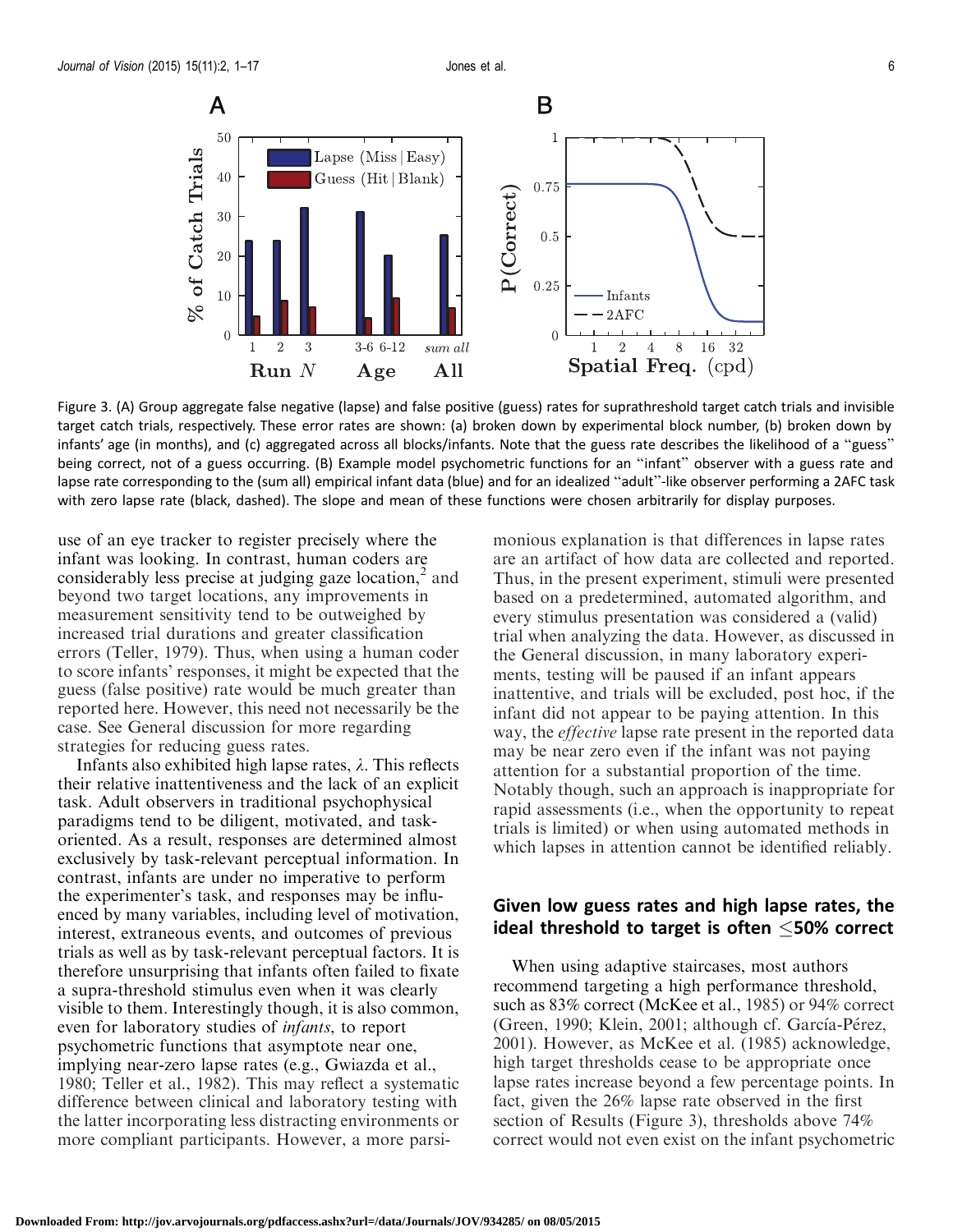A

50
40
30
20
10
0

% of Catch Trials

Lapse (Miss | Easy)
Guess (Hit | Blank)

1 2 3 3-6 6-12 *sum all*

Run $N$ Age All

B

1
0.75
0.5
0.25
0

P(Correct)

Infants
2AFC

1 2 4 8 16 32

Spatial Freq. (cpd)

Figure 3. (A) Group aggregate false negative (lapse) and false positive (guess) rates for suprathreshold target catch trials and invisible target catch trials, respectively. These error rates are shown: (a) broken down by experimental block number, (b) broken down by infants' age (in months), and (c) aggregated across all blocks/infants. Note that the guess rate describes the likelihood of a "guess" being correct, not of a guess occurring. (B) Example model psychometric functions for an "infant" observer with a guess rate and lapse rate corresponding to the (sum all) empirical infant data (blue) and for an idealized "adult"-like observer performing a 2AFC task with zero lapse rate (black, dashed). The slope and mean of these functions were chosen arbitrarily for display purposes.

use of an eye tracker to register precisely where the infant was looking. In contrast, human coders are considerably less precise at judging gaze location,[2] and beyond two target locations, any improvements in measurement sensitivity tend to be outweighed by increased trial durations and greater classification errors (Teller, 1979). Thus, when using a human coder to score infants' responses, it might be expected that the guess (false positive) rate would be much greater than reported here. However, this need not necessarily be the case. See General discussion for more regarding strategies for reducing guess rates.

Infants also exhibited high lapse rates, $\lambda$. This reflects their relative inattentiveness and the lack of an explicit task. Adult observers in traditional psychophysical paradigms tend to be diligent, motivated, and task-oriented. As a result, responses are determined almost exclusively by task-relevant perceptual information. In contrast, infants are under no imperative to perform the experimenter's task, and responses may be influenced by many variables, including level of motivation, interest, extraneous events, and outcomes of previous trials as well as by task-relevant perceptual factors. It is therefore unsurprising that infants often failed to fixate a supra-threshold stimulus even when it was clearly visible to them. Interestingly though, it is also common, even for laboratory studies of *infants*, to report psychometric functions that asymptote near one, implying near-zero lapse rates (e.g., Gwiazda et al., 1980; Teller et al., 1982). This may reflect a systematic difference between clinical and laboratory testing with the latter incorporating less distracting environments or more compliant participants. However, a more parsimonious explanation is that differences in lapse rates are an artifact of how data are collected and reported. Thus, in the present experiment, stimuli were presented based on a predetermined, automated algorithm, and every stimulus presentation was considered a (valid) trial when analyzing the data. However, as discussed in the General discussion, in many laboratory experiments, testing will be paused if an infant appears inattentive, and trials will be excluded, post hoc, if the infant did not appear to be paying attention. In this way, the *effective* lapse rate present in the reported data may be near zero even if the infant was not paying attention for a substantial proportion of the time. Notably though, such an approach is inappropriate for rapid assessments (i.e., when the opportunity to repeat trials is limited) or when using automated methods in which lapses in attention cannot be identified reliably.

## Given low guess rates and high lapse rates, the ideal threshold to target is often ≤50% correct

When using adaptive staircases, most authors recommend targeting a high performance threshold, such as 83% correct (McKee et al., 1985) or 94% correct (Green, 1990; Klein, 2001; although cf. García-Pérez, 2001). However, as McKee et al. (1985) acknowledge, high target thresholds cease to be appropriate once lapse rates increase beyond a few percentage points. In fact, given the 26% lapse rate observed in the first section of Results (Figure 3), thresholds above 74% correct would not even exist on the infant psychometric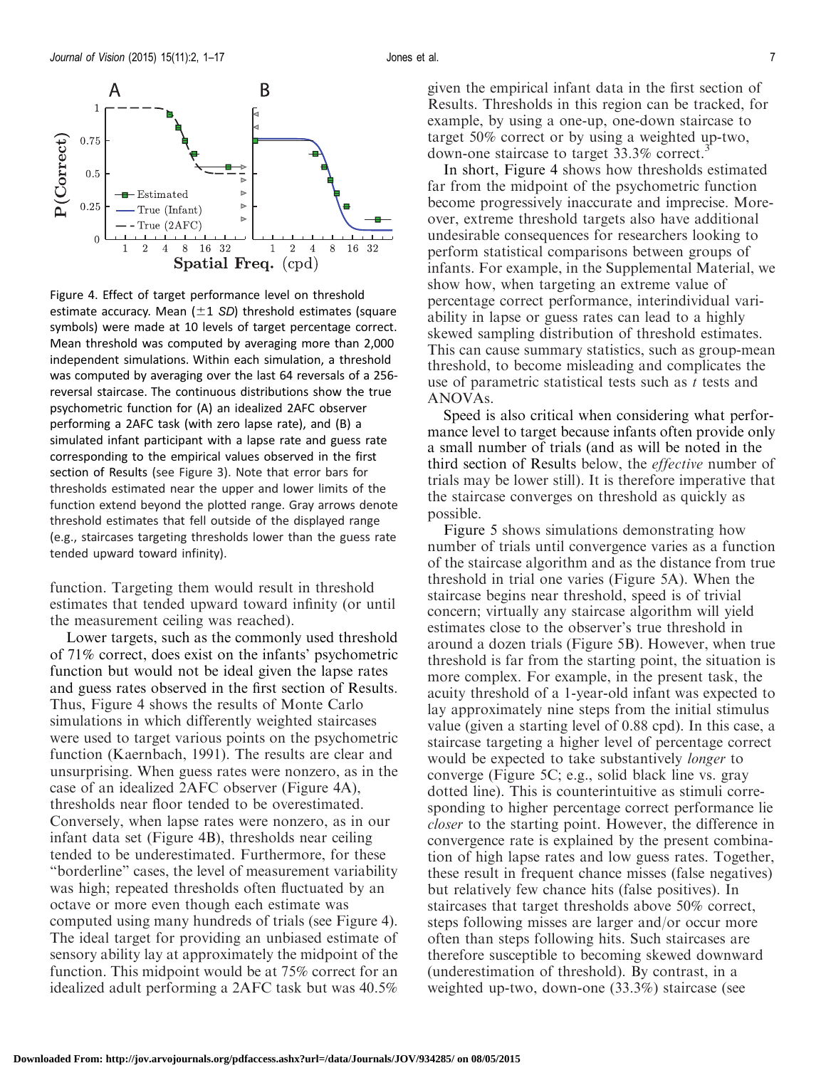A

B

1

0.75

0.5

0.25

0

P(Correct)

Estimated

True (Infant)

True (2AFC)

1 2 4 8 16 32

1 2 4 8 16 32

Spatial Freq. (cpd)

Figure 4. Effect of target performance level on threshold estimate accuracy. Mean (±1 *SD*) threshold estimates (square symbols) were made at 10 levels of target percentage correct. Mean threshold was computed by averaging more than 2,000 independent simulations. Within each simulation, a threshold was computed by averaging over the last 64 reversals of a 256-reversal staircase. The continuous distributions show the true psychometric function for (A) an idealized 2AFC observer performing a 2AFC task (with zero lapse rate), and (B) a simulated infant participant with a lapse rate and guess rate corresponding to the empirical values observed in the first section of Results (see Figure 3). Note that error bars for thresholds estimated near the upper and lower limits of the function extend beyond the plotted range. Gray arrows denote threshold estimates that fell outside of the displayed range (e.g., staircases targeting thresholds lower than the guess rate tended upward toward infinity).

function. Targeting them would result in threshold estimates that tended upward toward infinity (or until the measurement ceiling was reached).

Lower targets, such as the commonly used threshold of 71% correct, does exist on the infants' psychometric function but would not be ideal given the lapse rates and guess rates observed in the first section of Results. Thus, Figure 4 shows the results of Monte Carlo simulations in which differently weighted staircases were used to target various points on the psychometric function (Kaernbach, 1991). The results are clear and unsurprising. When guess rates were nonzero, as in the case of an idealized 2AFC observer (Figure 4A), thresholds near floor tended to be overestimated. Conversely, when lapse rates were nonzero, as in our infant data set (Figure 4B), thresholds near ceiling tended to be underestimated. Furthermore, for these "borderline" cases, the level of measurement variability was high; repeated thresholds often fluctuated by an octave or more even though each estimate was computed using many hundreds of trials (see Figure 4). The ideal target for providing an unbiased estimate of sensory ability lay at approximately the midpoint of the function. This midpoint would be at 75% correct for an idealized adult performing a 2AFC task but was 40.5% given the empirical infant data in the first section of Results. Thresholds in this region can be tracked, for example, by using a one-up, one-down staircase to target 50% correct or by using a weighted up-two, down-one staircase to target 33.3% correct.[3]

In short, Figure 4 shows how thresholds estimated far from the midpoint of the psychometric function become progressively inaccurate and imprecise. Moreover, extreme threshold targets also have additional undesirable consequences for researchers looking to perform statistical comparisons between groups of infants. For example, in the Supplemental Material, we show how, when targeting an extreme value of percentage correct performance, interindividual variability in lapse or guess rates can lead to a highly skewed sampling distribution of threshold estimates. This can cause summary statistics, such as group-mean threshold, to become misleading and complicates the use of parametric statistical tests such as *t* tests and ANOVAs.

Speed is also critical when considering what performance level to target because infants often provide only a small number of trials (and as will be noted in the third section of Results below, the *effective* number of trials may be lower still). It is therefore imperative that the staircase converges on threshold as quickly as possible.

Figure 5 shows simulations demonstrating how number of trials until convergence varies as a function of the staircase algorithm and as the distance from true threshold in trial one varies (Figure 5A). When the staircase begins near threshold, speed is of trivial concern; virtually any staircase algorithm will yield estimates close to the observer's true threshold in around a dozen trials (Figure 5B). However, when true threshold is far from the starting point, the situation is more complex. For example, in the present task, the acuity threshold of a 1-year-old infant was expected to lay approximately nine steps from the initial stimulus value (given a starting level of 0.88 cpd). In this case, a staircase targeting a higher level of percentage correct would be expected to take substantively *longer* to converge (Figure 5C; e.g., solid black line vs. gray dotted line). This is counterintuitive as stimuli corresponding to higher percentage correct performance lie *closer* to the starting point. However, the difference in convergence rate is explained by the present combination of high lapse rates and low guess rates. Together, these result in frequent chance misses (false negatives) but relatively few chance hits (false positives). In staircases that target thresholds above 50% correct, steps following misses are larger and/or occur more often than steps following hits. Such staircases are therefore susceptible to becoming skewed downward (underestimation of threshold). By contrast, in a weighted up-two, down-one (33.3%) staircase (see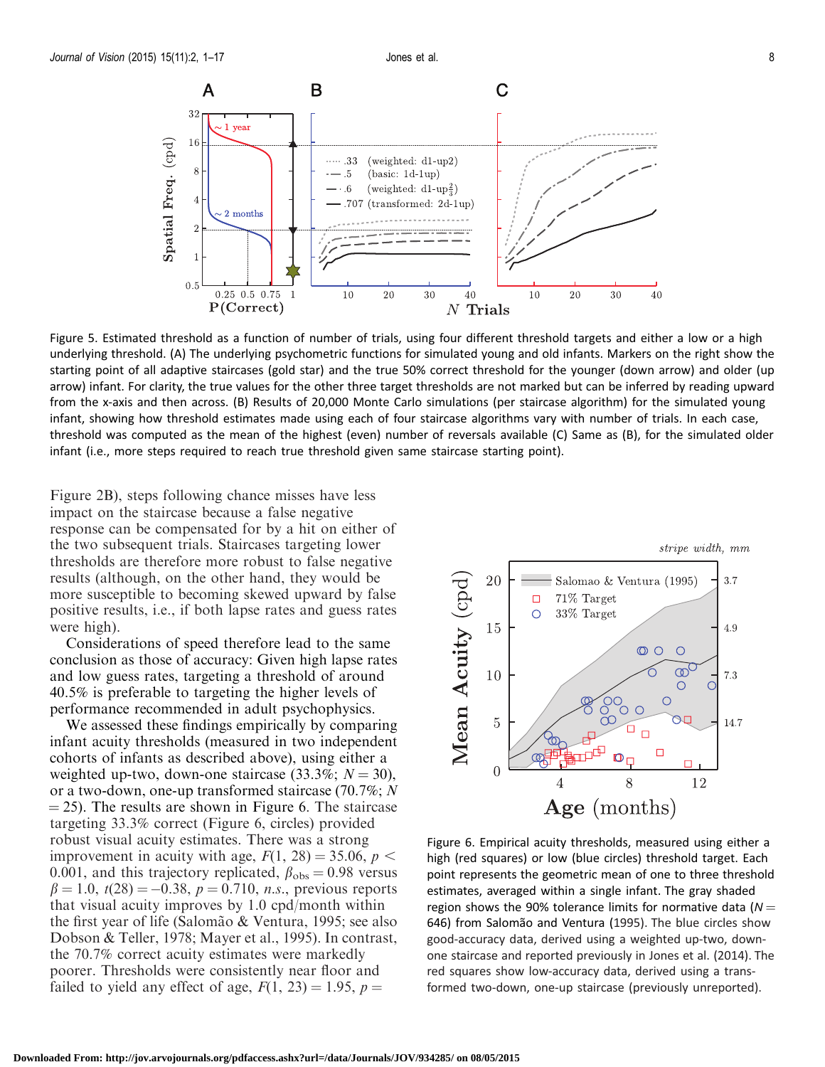A

B

C

32

16

8

4

2

1

0.5

Spatial Freq. (cpd)

~ 1 year

~ 2 months

0.25 0.5 0.75 1

P(Correct)

.33 (weighted: d1-up2)

.5 (basic: 1d-1up)

.6 (weighted: d1-up$\frac{2}{3}$)

.707 (transformed: 2d-1up)

10 20 30 40

10 20 30 40

$N$ Trials

Figure 5. Estimated threshold as a function of number of trials, using four different threshold targets and either a low or a high underlying threshold. (A) The underlying psychometric functions for simulated young and old infants. Markers on the right show the starting point of all adaptive staircases (gold star) and the true 50% correct threshold for the younger (down arrow) and older (up arrow) infant. For clarity, the true values for the other three target thresholds are not marked but can be inferred by reading upward from the x-axis and then across. (B) Results of 20,000 Monte Carlo simulations (per staircase algorithm) for the simulated young infant, showing how threshold estimates made using each of four staircase algorithms vary with number of trials. In each case, threshold was computed as the mean of the highest (even) number of reversals available (C) Same as (B), for the simulated older infant (i.e., more steps required to reach true threshold given same staircase starting point).

Figure 2B), steps following chance misses have less impact on the staircase because a false negative response can be compensated for by a hit on either of the two subsequent trials. Staircases targeting lower thresholds are therefore more robust to false negative results (although, on the other hand, they would be more susceptible to becoming skewed upward by false positive results, i.e., if both lapse rates and guess rates were high).

Considerations of speed therefore lead to the same conclusion as those of accuracy: Given high lapse rates and low guess rates, targeting a threshold of around 40.5% is preferable to targeting the higher levels of performance recommended in adult psychophysics.

We assessed these findings empirically by comparing infant acuity thresholds (measured in two independent cohorts of infants as described above), using either a weighted up-two, down-one staircase (33.3%; $N = 30$), or a two-down, one-up transformed staircase (70.7%; $N = 25$). The results are shown in Figure 6. The staircase targeting 33.3% correct (Figure 6, circles) provided robust visual acuity estimates. There was a strong improvement in acuity with age, $F(1, 28) = 35.06$, $p < 0.001$, and this trajectory replicated, $\beta_{obs} = 0.98$ versus $\beta = 1.0$, $t(28) = -0.38$, $p = 0.710$, *n.s.*, previous reports that visual acuity improves by 1.0 cpd/month within the first year of life (Salomão & Ventura, 1995; see also Dobson & Teller, 1978; Mayer et al., 1995). In contrast, the 70.7% correct acuity estimates were markedly poorer. Thresholds were consistently near floor and failed to yield any effect of age, $F(1, 23) = 1.95$, $p =$

*stripe width, mm*

Salomao & Ventura (1995)

71% Target

33% Target

Mean Acuity (cpd)

20

15

10

5

0

3.7

4.9

7.3

14.7

4

8

12

Age (months)

Figure 6. Empirical acuity thresholds, measured using either a high (red squares) or low (blue circles) threshold target. Each point represents the geometric mean of one to three threshold estimates, averaged within a single infant. The gray shaded region shows the 90% tolerance limits for normative data ($N = 646$) from Salomão and Ventura (1995). The blue circles show good-accuracy data, derived using a weighted up-two, down-one staircase and reported previously in Jones et al. (2014). The red squares show low-accuracy data, derived using a transformed two-down, one-up staircase (previously unreported).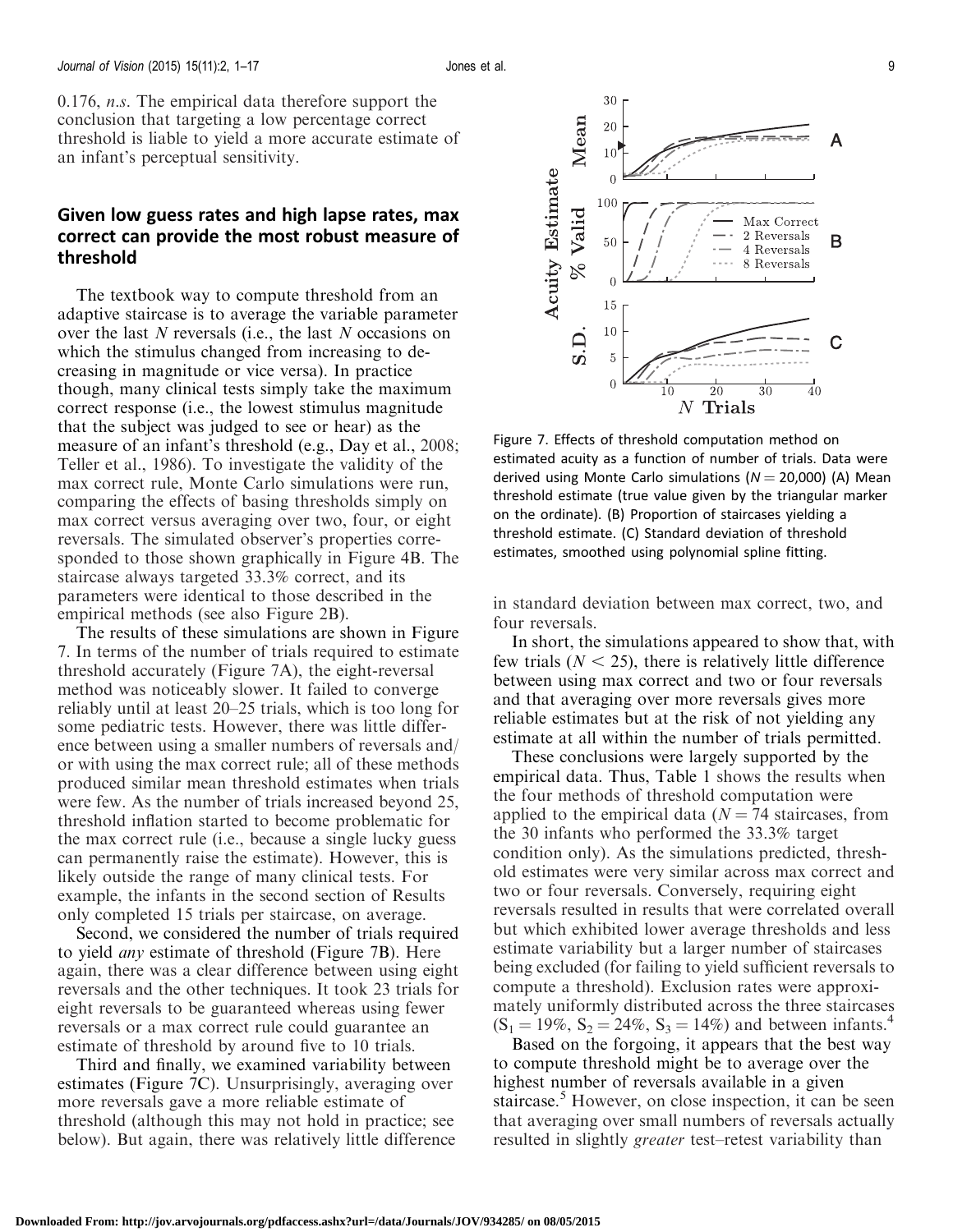0.176, *n.s*. The empirical data therefore support the conclusion that targeting a low percentage correct threshold is liable to yield a more accurate estimate of an infant's perceptual sensitivity.

## Given low guess rates and high lapse rates, max correct can provide the most robust measure of threshold

The textbook way to compute threshold from an adaptive staircase is to average the variable parameter over the last $N$ reversals (i.e., the last $N$ occasions on which the stimulus changed from increasing to decreasing in magnitude or vice versa). In practice though, many clinical tests simply take the maximum correct response (i.e., the lowest stimulus magnitude that the subject was judged to see or hear) as the measure of an infant's threshold (e.g., Day et al., 2008; Teller et al., 1986). To investigate the validity of the max correct rule, Monte Carlo simulations were run, comparing the effects of basing thresholds simply on max correct versus averaging over two, four, or eight reversals. The simulated observer's properties corresponded to those shown graphically in Figure 4B. The staircase always targeted 33.3% correct, and its parameters were identical to those described in the empirical methods (see also Figure 2B).

The results of these simulations are shown in Figure 7. In terms of the number of trials required to estimate threshold accurately (Figure 7A), the eight-reversal method was noticeably slower. It failed to converge reliably until at least 20–25 trials, which is too long for some pediatric tests. However, there was little difference between using a smaller numbers of reversals and/or with using the max correct rule; all of these methods produced similar mean threshold estimates when trials were few. As the number of trials increased beyond 25, threshold inflation started to become problematic for the max correct rule (i.e., because a single lucky guess can permanently raise the estimate). However, this is likely outside the range of many clinical tests. For example, the infants in the second section of Results only completed 15 trials per staircase, on average.

Second, we considered the number of trials required to yield *any* estimate of threshold (Figure 7B). Here again, there was a clear difference between using eight reversals and the other techniques. It took 23 trials for eight reversals to be guaranteed whereas using fewer reversals or a max correct rule could guarantee an estimate of threshold by around five to 10 trials.

Third and finally, we examined variability between estimates (Figure 7C). Unsurprisingly, averaging over more reversals gave a more reliable estimate of threshold (although this may not hold in practice; see below). But again, there was relatively little difference in standard deviation between max correct, two, and four reversals.

Figure 7. Effects of threshold computation method on estimated acuity as a function of number of trials. Data were derived using Monte Carlo simulations ($N = 20{,}000$) (A) Mean threshold estimate (true value given by the triangular marker on the ordinate). (B) Proportion of staircases yielding a threshold estimate. (C) Standard deviation of threshold estimates, smoothed using polynomial spline fitting.

In short, the simulations appeared to show that, with few trials ($N < 25$), there is relatively little difference between using max correct and two or four reversals and that averaging over more reversals gives more reliable estimates but at the risk of not yielding any estimate at all within the number of trials permitted.

These conclusions were largely supported by the empirical data. Thus, Table 1 shows the results when the four methods of threshold computation were applied to the empirical data ($N = 74$ staircases, from the 30 infants who performed the 33.3% target condition only). As the simulations predicted, threshold estimates were very similar across max correct and two or four reversals. Conversely, requiring eight reversals resulted in results that were correlated overall but which exhibited lower average thresholds and less estimate variability but a larger number of staircases being excluded (for failing to yield sufficient reversals to compute a threshold). Exclusion rates were approximately uniformly distributed across the three staircases ($S_1 = 19\%$, $S_2 = 24\%$, $S_3 = 14\%$) and between infants.[4]

Based on the forgoing, it appears that the best way to compute threshold might be to average over the highest number of reversals available in a given staircase.[5] However, on close inspection, it can be seen that averaging over small numbers of reversals actually resulted in slightly *greater* test–retest variability than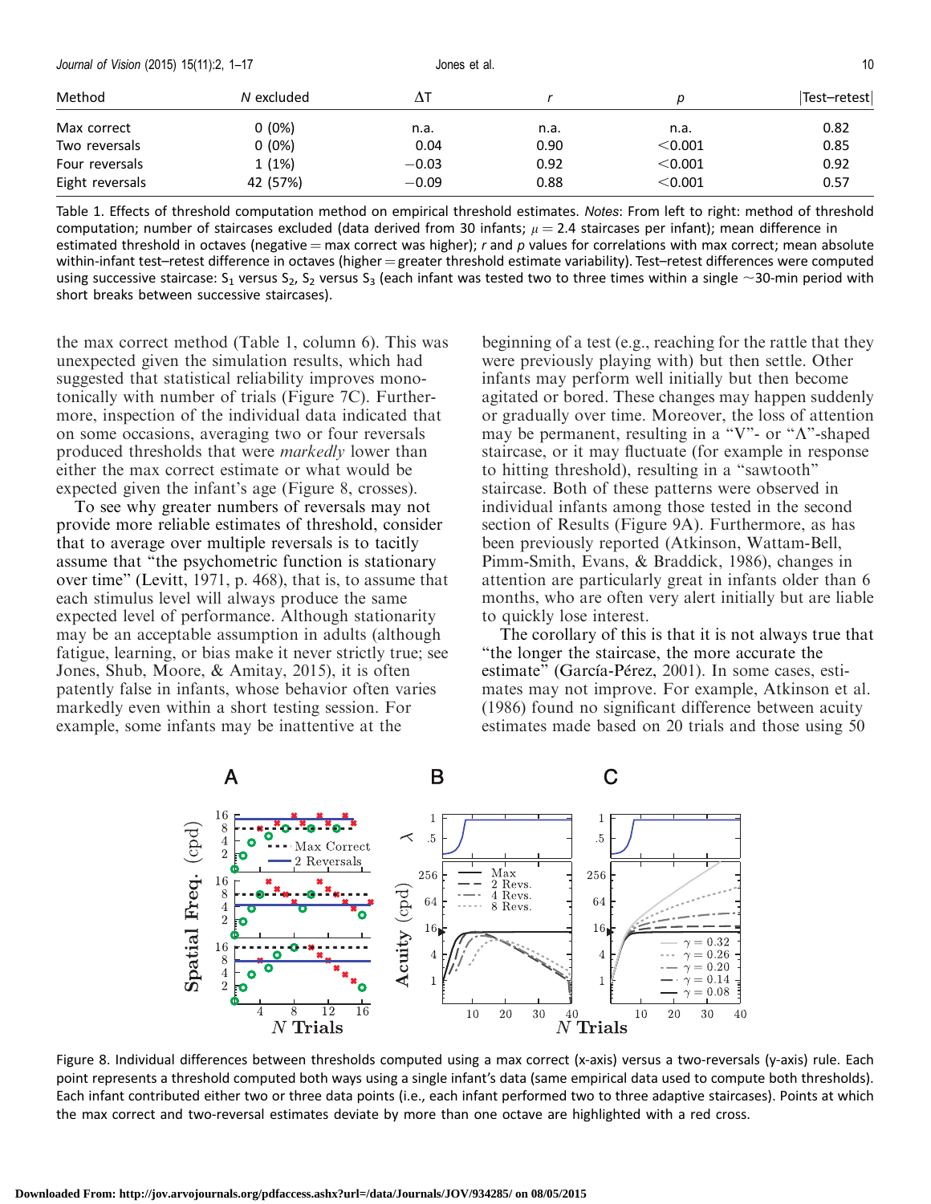| Method | N excluded | ΔT | r | p | \|Test–retest\| |
|---|---|---|---|---|---|
| Max correct | 0 (0%) | n.a. | n.a. | n.a. | 0.82 |
| Two reversals | 0 (0%) | 0.04 | 0.90 | <0.001 | 0.85 |
| Four reversals | 1 (1%) | −0.03 | 0.92 | <0.001 | 0.92 |
| Eight reversals | 42 (57%) | −0.09 | 0.88 | <0.001 | 0.57 |

Table 1. Effects of threshold computation method on empirical threshold estimates. *Notes*: From left to right: method of threshold computation; number of staircases excluded (data derived from 30 infants; $\mu = 2.4$ staircases per infant); mean difference in estimated threshold in octaves (negative = max correct was higher); $r$ and $p$ values for correlations with max correct; mean absolute within-infant test–retest difference in octaves (higher = greater threshold estimate variability). Test–retest differences were computed using successive staircase: $S_1$ versus $S_2$, $S_2$ versus $S_3$ (each infant was tested two to three times within a single ~30-min period with short breaks between successive staircases).

the max correct method (Table 1, column 6). This was unexpected given the simulation results, which had suggested that statistical reliability improves monotonically with number of trials (Figure 7C). Furthermore, inspection of the individual data indicated that on some occasions, averaging two or four reversals produced thresholds that were *markedly* lower than either the max correct estimate or what would be expected given the infant's age (Figure 8, crosses).

To see why greater numbers of reversals may not provide more reliable estimates of threshold, consider that to average over multiple reversals is to tacitly assume that "the psychometric function is stationary over time" (Levitt, 1971, p. 468), that is, to assume that each stimulus level will always produce the same expected level of performance. Although stationarity may be an acceptable assumption in adults (although fatigue, learning, or bias make it never strictly true; see Jones, Shub, Moore, & Amitay, 2015), it is often patently false in infants, whose behavior often varies markedly even within a short testing session. For example, some infants may be inattentive at the beginning of a test (e.g., reaching for the rattle that they were previously playing with) but then settle. Other infants may perform well initially but then become agitated or bored. These changes may happen suddenly or gradually over time. Moreover, the loss of attention may be permanent, resulting in a "V"- or "Λ"-shaped staircase, or it may fluctuate (for example in response to hitting threshold), resulting in a "sawtooth" staircase. Both of these patterns were observed in individual infants among those tested in the second section of Results (Figure 9A). Furthermore, as has been previously reported (Atkinson, Wattam-Bell, Pimm-Smith, Evans, & Braddick, 1986), changes in attention are particularly great in infants older than 6 months, who are often very alert initially but are liable to quickly lose interest.

The corollary of this is that it is not always true that "the longer the staircase, the more accurate the estimate" (García-Pérez, 2001). In some cases, estimates may not improve. For example, Atkinson et al. (1986) found no significant difference between acuity estimates made based on 20 trials and those using 50

A
B
C
Spatial Freq. (cpd)
Max Correct
2 Reversals
N Trials
λ
Acuity (cpd)
Max
2 Revs.
4 Revs.
8 Revs.
N Trials
γ = 0.32
γ = 0.26
γ = 0.20
γ = 0.14
γ = 0.08

Figure 8. Individual differences between thresholds computed using a max correct (x-axis) versus a two-reversals (y-axis) rule. Each point represents a threshold computed both ways using a single infant's data (same empirical data used to compute both thresholds). Each infant contributed either two or three data points (i.e., each infant performed two to three adaptive staircases). Points at which the max correct and two-reversal estimates deviate by more than one octave are highlighted with a red cross.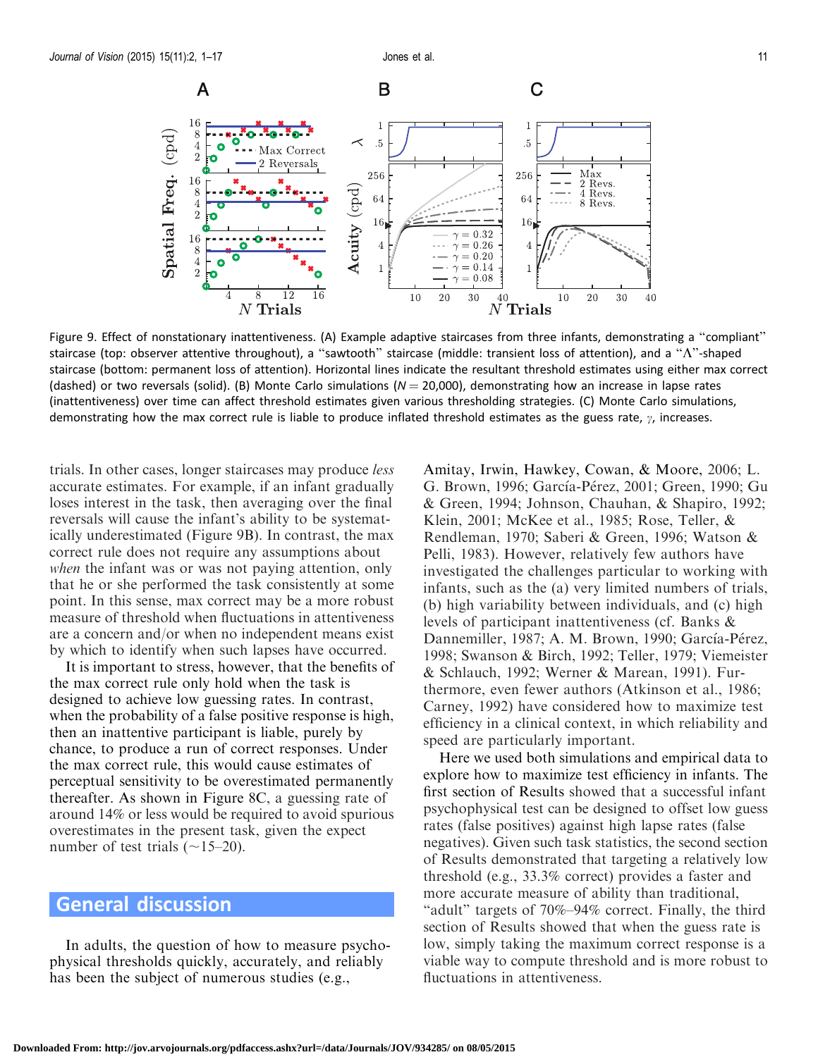A

B

C

Spatial Freq. (cpd)

16
8
4
2

Max Correct
2 Reversals

4 8 12 16
$N$ Trials

$\lambda$

1
.5

Acuity (cpd)

256
64
16
4
1

$\gamma = 0.32$
$\gamma = 0.26$
$\gamma = 0.20$
$\gamma = 0.14$
$\gamma = 0.08$

10 20 30 40

Max
2 Revs.
4 Revs.
8 Revs.

10 20 30 40
$N$ Trials

Figure 9. Effect of nonstationary inattentiveness. (A) Example adaptive staircases from three infants, demonstrating a "compliant" staircase (top: observer attentive throughout), a "sawtooth" staircase (middle: transient loss of attention), and a "Λ"-shaped staircase (bottom: permanent loss of attention). Horizontal lines indicate the resultant threshold estimates using either max correct (dashed) or two reversals (solid). (B) Monte Carlo simulations ($N = 20{,}000$), demonstrating how an increase in lapse rates (inattentiveness) over time can affect threshold estimates given various thresholding strategies. (C) Monte Carlo simulations, demonstrating how the max correct rule is liable to produce inflated threshold estimates as the guess rate, $\gamma$, increases.

trials. In other cases, longer staircases may produce *less* accurate estimates. For example, if an infant gradually loses interest in the task, then averaging over the final reversals will cause the infant's ability to be systematically underestimated (Figure 9B). In contrast, the max correct rule does not require any assumptions about *when* the infant was or was not paying attention, only that he or she performed the task consistently at some point. In this sense, max correct may be a more robust measure of threshold when fluctuations in attentiveness are a concern and/or when no independent means exist by which to identify when such lapses have occurred.

It is important to stress, however, that the benefits of the max correct rule only hold when the task is designed to achieve low guessing rates. In contrast, when the probability of a false positive response is high, then an inattentive participant is liable, purely by chance, to produce a run of correct responses. Under the max correct rule, this would cause estimates of perceptual sensitivity to be overestimated permanently thereafter. As shown in Figure 8C, a guessing rate of around 14% or less would be required to avoid spurious overestimates in the present task, given the expect number of test trials (~15–20).

## General discussion

In adults, the question of how to measure psychophysical thresholds quickly, accurately, and reliably has been the subject of numerous studies (e.g., Amitay, Irwin, Hawkey, Cowan, & Moore, 2006; L. G. Brown, 1996; García-Pérez, 2001; Green, 1990; Gu & Green, 1994; Johnson, Chauhan, & Shapiro, 1992; Klein, 2001; McKee et al., 1985; Rose, Teller, & Rendleman, 1970; Saberi & Green, 1996; Watson & Pelli, 1983). However, relatively few authors have investigated the challenges particular to working with infants, such as the (a) very limited numbers of trials, (b) high variability between individuals, and (c) high levels of participant inattentiveness (cf. Banks & Dannemiller, 1987; A. M. Brown, 1990; García-Pérez, 1998; Swanson & Birch, 1992; Teller, 1979; Viemeister & Schlauch, 1992; Werner & Marean, 1991). Furthermore, even fewer authors (Atkinson et al., 1986; Carney, 1992) have considered how to maximize test efficiency in a clinical context, in which reliability and speed are particularly important.

Here we used both simulations and empirical data to explore how to maximize test efficiency in infants. The first section of Results showed that a successful infant psychophysical test can be designed to offset low guess rates (false positives) against high lapse rates (false negatives). Given such task statistics, the second section of Results demonstrated that targeting a relatively low threshold (e.g., 33.3% correct) provides a faster and more accurate measure of ability than traditional, "adult" targets of 70%–94% correct. Finally, the third section of Results showed that when the guess rate is low, simply taking the maximum correct response is a viable way to compute threshold and is more robust to fluctuations in attentiveness.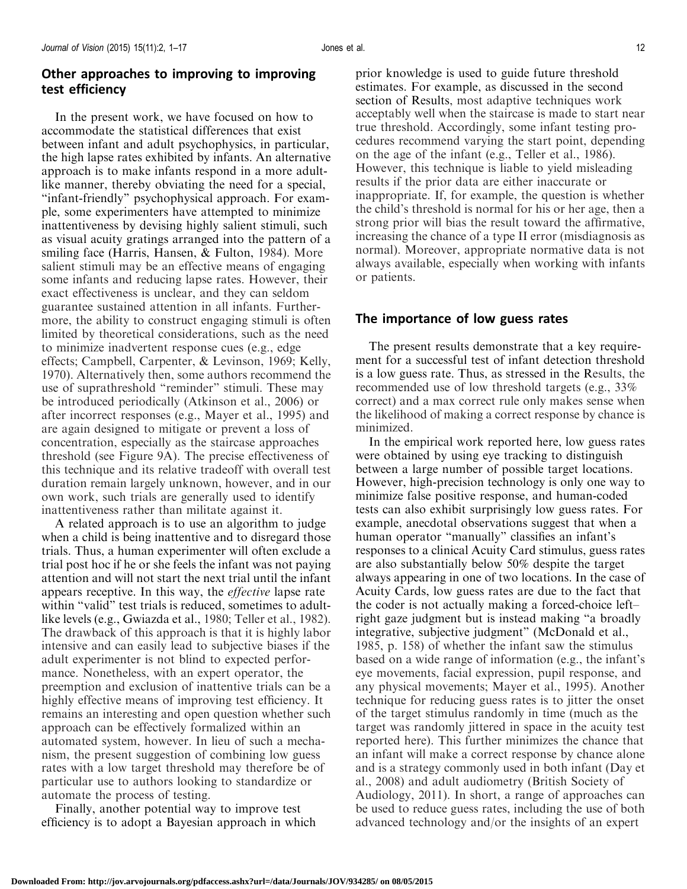## Other approaches to improving to improving test efficiency

In the present work, we have focused on how to accommodate the statistical differences that exist between infant and adult psychophysics, in particular, the high lapse rates exhibited by infants. An alternative approach is to make infants respond in a more adult-like manner, thereby obviating the need for a special, "infant-friendly" psychophysical approach. For example, some experimenters have attempted to minimize inattentiveness by devising highly salient stimuli, such as visual acuity gratings arranged into the pattern of a smiling face (Harris, Hansen, & Fulton, 1984). More salient stimuli may be an effective means of engaging some infants and reducing lapse rates. However, their exact effectiveness is unclear, and they can seldom guarantee sustained attention in all infants. Furthermore, the ability to construct engaging stimuli is often limited by theoretical considerations, such as the need to minimize inadvertent response cues (e.g., edge effects; Campbell, Carpenter, & Levinson, 1969; Kelly, 1970). Alternatively then, some authors recommend the use of suprathreshold "reminder" stimuli. These may be introduced periodically (Atkinson et al., 2006) or after incorrect responses (e.g., Mayer et al., 1995) and are again designed to mitigate or prevent a loss of concentration, especially as the staircase approaches threshold (see Figure 9A). The precise effectiveness of this technique and its relative tradeoff with overall test duration remain largely unknown, however, and in our own work, such trials are generally used to identify inattentiveness rather than militate against it.

A related approach is to use an algorithm to judge when a child is being inattentive and to disregard those trials. Thus, a human experimenter will often exclude a trial post hoc if he or she feels the infant was not paying attention and will not start the next trial until the infant appears receptive. In this way, the *effective* lapse rate within "valid" test trials is reduced, sometimes to adult-like levels (e.g., Gwiazda et al., 1980; Teller et al., 1982). The drawback of this approach is that it is highly labor intensive and can easily lead to subjective biases if the adult experimenter is not blind to expected performance. Nonetheless, with an expert operator, the preemption and exclusion of inattentive trials can be a highly effective means of improving test efficiency. It remains an interesting and open question whether such approach can be effectively formalized within an automated system, however. In lieu of such a mechanism, the present suggestion of combining low guess rates with a low target threshold may therefore be of particular use to authors looking to standardize or automate the process of testing.

Finally, another potential way to improve test efficiency is to adopt a Bayesian approach in which prior knowledge is used to guide future threshold estimates. For example, as discussed in the second section of Results, most adaptive techniques work acceptably well when the staircase is made to start near true threshold. Accordingly, some infant testing procedures recommend varying the start point, depending on the age of the infant (e.g., Teller et al., 1986). However, this technique is liable to yield misleading results if the prior data are either inaccurate or inappropriate. If, for example, the question is whether the child's threshold is normal for his or her age, then a strong prior will bias the result toward the affirmative, increasing the chance of a type II error (misdiagnosis as normal). Moreover, appropriate normative data is not always available, especially when working with infants or patients.

## The importance of low guess rates

The present results demonstrate that a key requirement for a successful test of infant detection threshold is a low guess rate. Thus, as stressed in the Results, the recommended use of low threshold targets (e.g., 33% correct) and a max correct rule only makes sense when the likelihood of making a correct response by chance is minimized.

In the empirical work reported here, low guess rates were obtained by using eye tracking to distinguish between a large number of possible target locations. However, high-precision technology is only one way to minimize false positive response, and human-coded tests can also exhibit surprisingly low guess rates. For example, anecdotal observations suggest that when a human operator "manually" classifies an infant's responses to a clinical Acuity Card stimulus, guess rates are also substantially below 50% despite the target always appearing in one of two locations. In the case of Acuity Cards, low guess rates are due to the fact that the coder is not actually making a forced-choice left–right gaze judgment but is instead making "a broadly integrative, subjective judgment" (McDonald et al., 1985, p. 158) of whether the infant saw the stimulus based on a wide range of information (e.g., the infant's eye movements, facial expression, pupil response, and any physical movements; Mayer et al., 1995). Another technique for reducing guess rates is to jitter the onset of the target stimulus randomly in time (much as the target was randomly jittered in space in the acuity test reported here). This further minimizes the chance that an infant will make a correct response by chance alone and is a strategy commonly used in both infant (Day et al., 2008) and adult audiometry (British Society of Audiology, 2011). In short, a range of approaches can be used to reduce guess rates, including the use of both advanced technology and/or the insights of an expert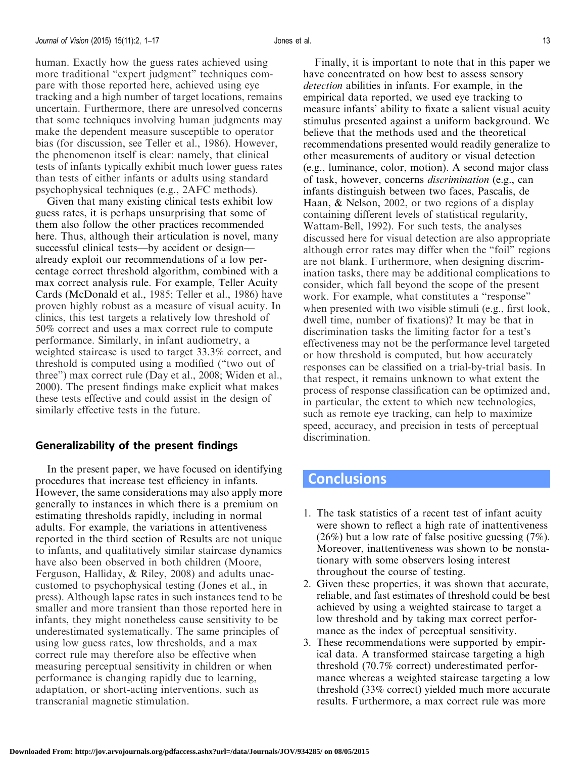human. Exactly how the guess rates achieved using more traditional "expert judgment" techniques compare with those reported here, achieved using eye tracking and a high number of target locations, remains uncertain. Furthermore, there are unresolved concerns that some techniques involving human judgments may make the dependent measure susceptible to operator bias (for discussion, see Teller et al., 1986). However, the phenomenon itself is clear: namely, that clinical tests of infants typically exhibit much lower guess rates than tests of either infants or adults using standard psychophysical techniques (e.g., 2AFC methods).

Given that many existing clinical tests exhibit low guess rates, it is perhaps unsurprising that some of them also follow the other practices recommended here. Thus, although their articulation is novel, many successful clinical tests—by accident or design—already exploit our recommendations of a low percentage correct threshold algorithm, combined with a max correct analysis rule. For example, Teller Acuity Cards (McDonald et al., 1985; Teller et al., 1986) have proven highly robust as a measure of visual acuity. In clinics, this test targets a relatively low threshold of 50% correct and uses a max correct rule to compute performance. Similarly, in infant audiometry, a weighted staircase is used to target 33.3% correct, and threshold is computed using a modified ("two out of three") max correct rule (Day et al., 2008; Widen et al., 2000). The present findings make explicit what makes these tests effective and could assist in the design of similarly effective tests in the future.

## Generalizability of the present findings

In the present paper, we have focused on identifying procedures that increase test efficiency in infants. However, the same considerations may also apply more generally to instances in which there is a premium on estimating thresholds rapidly, including in normal adults. For example, the variations in attentiveness reported in the third section of Results are not unique to infants, and qualitatively similar staircase dynamics have also been observed in both children (Moore, Ferguson, Halliday, & Riley, 2008) and adults unaccustomed to psychophysical testing (Jones et al., in press). Although lapse rates in such instances tend to be smaller and more transient than those reported here in infants, they might nonetheless cause sensitivity to be underestimated systematically. The same principles of using low guess rates, low thresholds, and a max correct rule may therefore also be effective when measuring perceptual sensitivity in children or when performance is changing rapidly due to learning, adaptation, or short-acting interventions, such as transcranial magnetic stimulation.

Finally, it is important to note that in this paper we have concentrated on how best to assess sensory *detection* abilities in infants. For example, in the empirical data reported, we used eye tracking to measure infants' ability to fixate a salient visual acuity stimulus presented against a uniform background. We believe that the methods used and the theoretical recommendations presented would readily generalize to other measurements of auditory or visual detection (e.g., luminance, color, motion). A second major class of task, however, concerns *discrimination* (e.g., can infants distinguish between two faces, Pascalis, de Haan, & Nelson, 2002, or two regions of a display containing different levels of statistical regularity, Wattam-Bell, 1992). For such tests, the analyses discussed here for visual detection are also appropriate although error rates may differ when the "foil" regions are not blank. Furthermore, when designing discrimination tasks, there may be additional complications to consider, which fall beyond the scope of the present work. For example, what constitutes a "response" when presented with two visible stimuli (e.g., first look, dwell time, number of fixations)? It may be that in discrimination tasks the limiting factor for a test's effectiveness may not be the performance level targeted or how threshold is computed, but how accurately responses can be classified on a trial-by-trial basis. In that respect, it remains unknown to what extent the process of response classification can be optimized and, in particular, the extent to which new technologies, such as remote eye tracking, can help to maximize speed, accuracy, and precision in tests of perceptual discrimination.

# Conclusions

1. The task statistics of a recent test of infant acuity were shown to reflect a high rate of inattentiveness (26%) but a low rate of false positive guessing (7%). Moreover, inattentiveness was shown to be nonstationary with some observers losing interest throughout the course of testing.
2. Given these properties, it was shown that accurate, reliable, and fast estimates of threshold could be best achieved by using a weighted staircase to target a low threshold and by taking max correct performance as the index of perceptual sensitivity.
3. These recommendations were supported by empirical data. A transformed staircase targeting a high threshold (70.7% correct) underestimated performance whereas a weighted staircase targeting a low threshold (33% correct) yielded much more accurate results. Furthermore, a max correct rule was more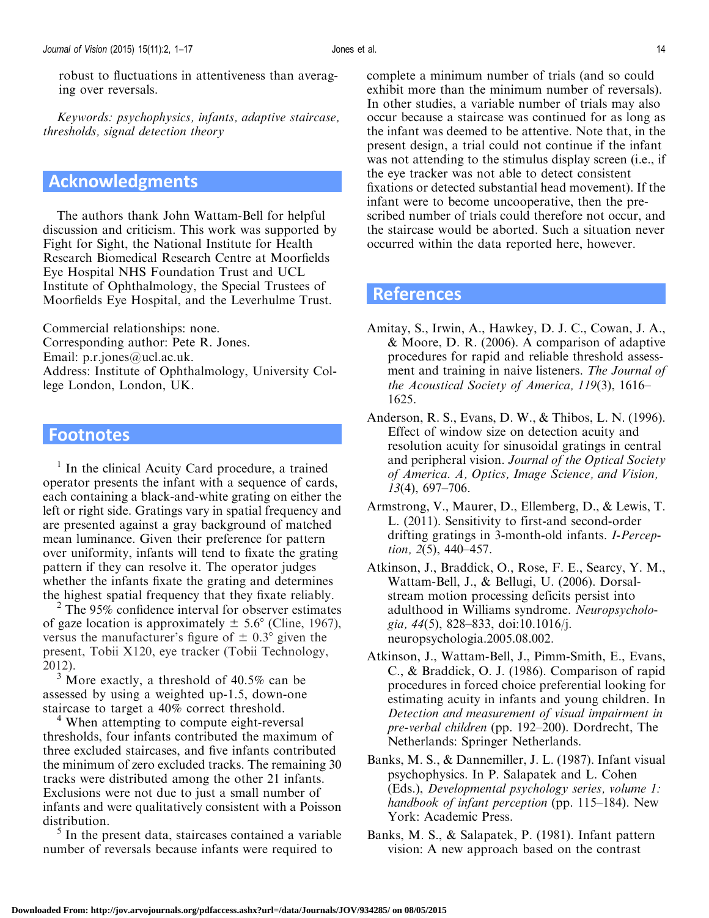robust to fluctuations in attentiveness than averaging over reversals.

*Keywords: psychophysics, infants, adaptive staircase, thresholds, signal detection theory*

## Acknowledgments

The authors thank John Wattam-Bell for helpful discussion and criticism. This work was supported by Fight for Sight, the National Institute for Health Research Biomedical Research Centre at Moorfields Eye Hospital NHS Foundation Trust and UCL Institute of Ophthalmology, the Special Trustees of Moorfields Eye Hospital, and the Leverhulme Trust.

Commercial relationships: none.
Corresponding author: Pete R. Jones.
Email: p.r.jones@ucl.ac.uk.
Address: Institute of Ophthalmology, University College London, London, UK.

## Footnotes

[1] In the clinical Acuity Card procedure, a trained operator presents the infant with a sequence of cards, each containing a black-and-white grating on either the left or right side. Gratings vary in spatial frequency and are presented against a gray background of matched mean luminance. Given their preference for pattern over uniformity, infants will tend to fixate the grating pattern if they can resolve it. The operator judges whether the infants fixate the grating and determines the highest spatial frequency that they fixate reliably.

[2] The 95% confidence interval for observer estimates of gaze location is approximately $\pm$ 5.6° (Cline, 1967), versus the manufacturer's figure of $\pm$ 0.3° given the present, Tobii X120, eye tracker (Tobii Technology, 2012).

[3] More exactly, a threshold of 40.5% can be assessed by using a weighted up-1.5, down-one staircase to target a 40% correct threshold.

[4] When attempting to compute eight-reversal thresholds, four infants contributed the maximum of three excluded staircases, and five infants contributed the minimum of zero excluded tracks. The remaining 30 tracks were distributed among the other 21 infants. Exclusions were not due to just a small number of infants and were qualitatively consistent with a Poisson distribution.

[5] In the present data, staircases contained a variable number of reversals because infants were required to complete a minimum number of trials (and so could exhibit more than the minimum number of reversals). In other studies, a variable number of trials may also occur because a staircase was continued for as long as the infant was deemed to be attentive. Note that, in the present design, a trial could not continue if the infant was not attending to the stimulus display screen (i.e., if the eye tracker was not able to detect consistent fixations or detected substantial head movement). If the infant were to become uncooperative, then the prescribed number of trials could therefore not occur, and the staircase would be aborted. Such a situation never occurred within the data reported here, however.

## References

Amitay, S., Irwin, A., Hawkey, D. J. C., Cowan, J. A., & Moore, D. R. (2006). A comparison of adaptive procedures for rapid and reliable threshold assessment and training in naive listeners. *The Journal of the Acoustical Society of America, 119*(3), 1616–1625.

Anderson, R. S., Evans, D. W., & Thibos, L. N. (1996). Effect of window size on detection acuity and resolution acuity for sinusoidal gratings in central and peripheral vision. *Journal of the Optical Society of America. A, Optics, Image Science, and Vision, 13*(4), 697–706.

Armstrong, V., Maurer, D., Ellemberg, D., & Lewis, T. L. (2011). Sensitivity to first-and second-order drifting gratings in 3-month-old infants. *I-Perception, 2*(5), 440–457.

Atkinson, J., Braddick, O., Rose, F. E., Searcy, Y. M., Wattam-Bell, J., & Bellugi, U. (2006). Dorsal-stream motion processing deficits persist into adulthood in Williams syndrome. *Neuropsychologia, 44*(5), 828–833, doi:10.1016/j.neuropsychologia.2005.08.002.

Atkinson, J., Wattam-Bell, J., Pimm-Smith, E., Evans, C., & Braddick, O. J. (1986). Comparison of rapid procedures in forced choice preferential looking for estimating acuity in infants and young children. In *Detection and measurement of visual impairment in pre-verbal children* (pp. 192–200). Dordrecht, The Netherlands: Springer Netherlands.

Banks, M. S., & Dannemiller, J. L. (1987). Infant visual psychophysics. In P. Salapatek and L. Cohen (Eds.), *Developmental psychology series, volume 1: handbook of infant perception* (pp. 115–184). New York: Academic Press.

Banks, M. S., & Salapatek, P. (1981). Infant pattern vision: A new approach based on the contrast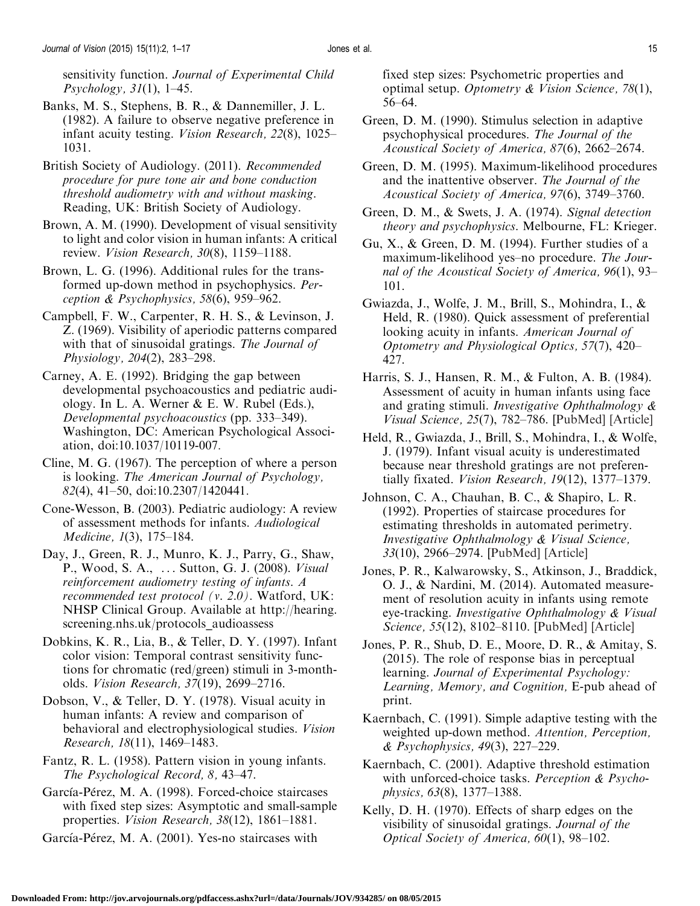sensitivity function. *Journal of Experimental Child Psychology, 31*(1), 1–45.

Banks, M. S., Stephens, B. R., & Dannemiller, J. L. (1982). A failure to observe negative preference in infant acuity testing. *Vision Research, 22*(8), 1025–1031.

British Society of Audiology. (2011). *Recommended procedure for pure tone air and bone conduction threshold audiometry with and without masking*. Reading, UK: British Society of Audiology.

Brown, A. M. (1990). Development of visual sensitivity to light and color vision in human infants: A critical review. *Vision Research, 30*(8), 1159–1188.

Brown, L. G. (1996). Additional rules for the transformed up-down method in psychophysics. *Perception & Psychophysics, 58*(6), 959–962.

Campbell, F. W., Carpenter, R. H. S., & Levinson, J. Z. (1969). Visibility of aperiodic patterns compared with that of sinusoidal gratings. *The Journal of Physiology, 204*(2), 283–298.

Carney, A. E. (1992). Bridging the gap between developmental psychoacoustics and pediatric audiology. In L. A. Werner & E. W. Rubel (Eds.), *Developmental psychoacoustics* (pp. 333–349). Washington, DC: American Psychological Association, doi:10.1037/10119-007.

Cline, M. G. (1967). The perception of where a person is looking. *The American Journal of Psychology, 82*(4), 41–50, doi:10.2307/1420441.

Cone-Wesson, B. (2003). Pediatric audiology: A review of assessment methods for infants. *Audiological Medicine, 1*(3), 175–184.

Day, J., Green, R. J., Munro, K. J., Parry, G., Shaw, P., Wood, S. A., ... Sutton, G. J. (2008). *Visual reinforcement audiometry testing of infants. A recommended test protocol (v. 2.0)*. Watford, UK: NHSP Clinical Group. Available at http://hearing.screening.nhs.uk/protocols_audioassess

Dobkins, K. R., Lia, B., & Teller, D. Y. (1997). Infant color vision: Temporal contrast sensitivity functions for chromatic (red/green) stimuli in 3-month-olds. *Vision Research, 37*(19), 2699–2716.

Dobson, V., & Teller, D. Y. (1978). Visual acuity in human infants: A review and comparison of behavioral and electrophysiological studies. *Vision Research, 18*(11), 1469–1483.

Fantz, R. L. (1958). Pattern vision in young infants. *The Psychological Record, 8*, 43–47.

García-Pérez, M. A. (1998). Forced-choice staircases with fixed step sizes: Asymptotic and small-sample properties. *Vision Research, 38*(12), 1861–1881.

García-Pérez, M. A. (2001). Yes-no staircases with fixed step sizes: Psychometric properties and optimal setup. *Optometry & Vision Science, 78*(1), 56–64.

Green, D. M. (1990). Stimulus selection in adaptive psychophysical procedures. *The Journal of the Acoustical Society of America, 87*(6), 2662–2674.

Green, D. M. (1995). Maximum-likelihood procedures and the inattentive observer. *The Journal of the Acoustical Society of America, 97*(6), 3749–3760.

Green, D. M., & Swets, J. A. (1974). *Signal detection theory and psychophysics*. Melbourne, FL: Krieger.

Gu, X., & Green, D. M. (1994). Further studies of a maximum-likelihood yes–no procedure. *The Journal of the Acoustical Society of America, 96*(1), 93–101.

Gwiazda, J., Wolfe, J. M., Brill, S., Mohindra, I., & Held, R. (1980). Quick assessment of preferential looking acuity in infants. *American Journal of Optometry and Physiological Optics, 57*(7), 420–427.

Harris, S. J., Hansen, R. M., & Fulton, A. B. (1984). Assessment of acuity in human infants using face and grating stimuli. *Investigative Ophthalmology & Visual Science, 25*(7), 782–786. [PubMed] [Article]

Held, R., Gwiazda, J., Brill, S., Mohindra, I., & Wolfe, J. (1979). Infant visual acuity is underestimated because near threshold gratings are not preferentially fixated. *Vision Research, 19*(12), 1377–1379.

Johnson, C. A., Chauhan, B. C., & Shapiro, L. R. (1992). Properties of staircase procedures for estimating thresholds in automated perimetry. *Investigative Ophthalmology & Visual Science, 33*(10), 2966–2974. [PubMed] [Article]

Jones, P. R., Kalwarowsky, S., Atkinson, J., Braddick, O. J., & Nardini, M. (2014). Automated measurement of resolution acuity in infants using remote eye-tracking. *Investigative Ophthalmology & Visual Science, 55*(12), 8102–8110. [PubMed] [Article]

Jones, P. R., Shub, D. E., Moore, D. R., & Amitay, S. (2015). The role of response bias in perceptual learning. *Journal of Experimental Psychology: Learning, Memory, and Cognition,* E-pub ahead of print.

Kaernbach, C. (1991). Simple adaptive testing with the weighted up-down method. *Attention, Perception, & Psychophysics, 49*(3), 227–229.

Kaernbach, C. (2001). Adaptive threshold estimation with unforced-choice tasks. *Perception & Psychophysics, 63*(8), 1377–1388.

Kelly, D. H. (1970). Effects of sharp edges on the visibility of sinusoidal gratings. *Journal of the Optical Society of America, 60*(1), 98–102.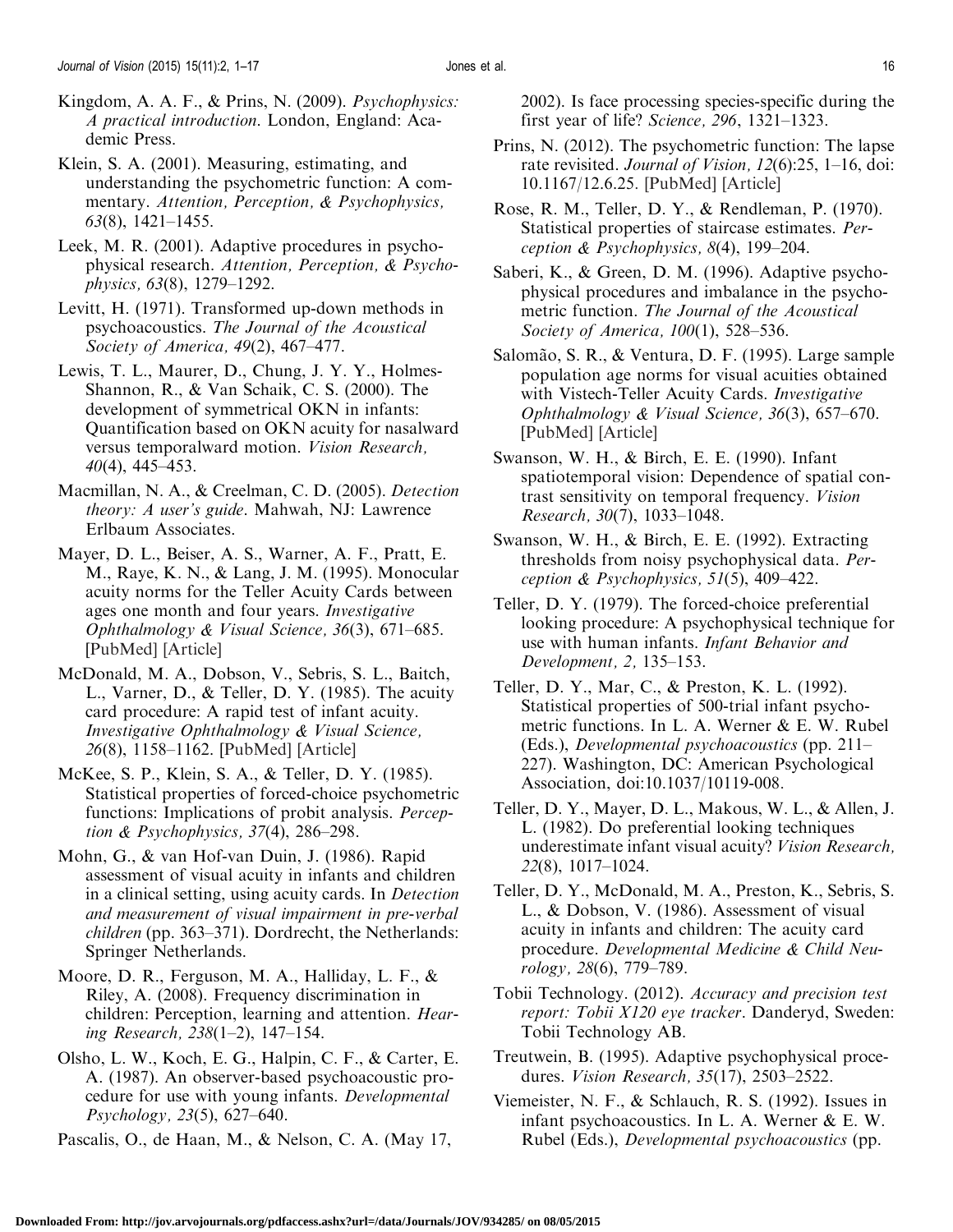Kingdom, A. A. F., & Prins, N. (2009). *Psychophysics: A practical introduction*. London, England: Academic Press.

Klein, S. A. (2001). Measuring, estimating, and understanding the psychometric function: A commentary. *Attention, Perception, & Psychophysics, 63*(8), 1421–1455.

Leek, M. R. (2001). Adaptive procedures in psychophysical research. *Attention, Perception, & Psychophysics, 63*(8), 1279–1292.

Levitt, H. (1971). Transformed up-down methods in psychoacoustics. *The Journal of the Acoustical Society of America, 49*(2), 467–477.

Lewis, T. L., Maurer, D., Chung, J. Y. Y., Holmes-Shannon, R., & Van Schaik, C. S. (2000). The development of symmetrical OKN in infants: Quantification based on OKN acuity for nasalward versus temporalward motion. *Vision Research, 40*(4), 445–453.

Macmillan, N. A., & Creelman, C. D. (2005). *Detection theory: A user's guide*. Mahwah, NJ: Lawrence Erlbaum Associates.

Mayer, D. L., Beiser, A. S., Warner, A. F., Pratt, E. M., Raye, K. N., & Lang, J. M. (1995). Monocular acuity norms for the Teller Acuity Cards between ages one month and four years. *Investigative Ophthalmology & Visual Science, 36*(3), 671–685. [PubMed] [Article]

McDonald, M. A., Dobson, V., Sebris, S. L., Baitch, L., Varner, D., & Teller, D. Y. (1985). The acuity card procedure: A rapid test of infant acuity. *Investigative Ophthalmology & Visual Science, 26*(8), 1158–1162. [PubMed] [Article]

McKee, S. P., Klein, S. A., & Teller, D. Y. (1985). Statistical properties of forced-choice psychometric functions: Implications of probit analysis. *Perception & Psychophysics, 37*(4), 286–298.

Mohn, G., & van Hof-van Duin, J. (1986). Rapid assessment of visual acuity in infants and children in a clinical setting, using acuity cards. In *Detection and measurement of visual impairment in pre-verbal children* (pp. 363–371). Dordrecht, the Netherlands: Springer Netherlands.

Moore, D. R., Ferguson, M. A., Halliday, L. F., & Riley, A. (2008). Frequency discrimination in children: Perception, learning and attention. *Hearing Research, 238*(1–2), 147–154.

Olsho, L. W., Koch, E. G., Halpin, C. F., & Carter, E. A. (1987). An observer-based psychoacoustic procedure for use with young infants. *Developmental Psychology, 23*(5), 627–640.

Pascalis, O., de Haan, M., & Nelson, C. A. (May 17, 2002). Is face processing species-specific during the first year of life? *Science, 296*, 1321–1323.

Prins, N. (2012). The psychometric function: The lapse rate revisited. *Journal of Vision, 12*(6):25, 1–16, doi: 10.1167/12.6.25. [PubMed] [Article]

Rose, R. M., Teller, D. Y., & Rendleman, P. (1970). Statistical properties of staircase estimates. *Perception & Psychophysics, 8*(4), 199–204.

Saberi, K., & Green, D. M. (1996). Adaptive psychophysical procedures and imbalance in the psychometric function. *The Journal of the Acoustical Society of America, 100*(1), 528–536.

Salomão, S. R., & Ventura, D. F. (1995). Large sample population age norms for visual acuities obtained with Vistech-Teller Acuity Cards. *Investigative Ophthalmology & Visual Science, 36*(3), 657–670. [PubMed] [Article]

Swanson, W. H., & Birch, E. E. (1990). Infant spatiotemporal vision: Dependence of spatial contrast sensitivity on temporal frequency. *Vision Research, 30*(7), 1033–1048.

Swanson, W. H., & Birch, E. E. (1992). Extracting thresholds from noisy psychophysical data. *Perception & Psychophysics, 51*(5), 409–422.

Teller, D. Y. (1979). The forced-choice preferential looking procedure: A psychophysical technique for use with human infants. *Infant Behavior and Development, 2*, 135–153.

Teller, D. Y., Mar, C., & Preston, K. L. (1992). Statistical properties of 500-trial infant psychometric functions. In L. A. Werner & E. W. Rubel (Eds.), *Developmental psychoacoustics* (pp. 211–227). Washington, DC: American Psychological Association, doi:10.1037/10119-008.

Teller, D. Y., Mayer, D. L., Makous, W. L., & Allen, J. L. (1982). Do preferential looking techniques underestimate infant visual acuity? *Vision Research, 22*(8), 1017–1024.

Teller, D. Y., McDonald, M. A., Preston, K., Sebris, S. L., & Dobson, V. (1986). Assessment of visual acuity in infants and children: The acuity card procedure. *Developmental Medicine & Child Neurology, 28*(6), 779–789.

Tobii Technology. (2012). *Accuracy and precision test report: Tobii X120 eye tracker*. Danderyd, Sweden: Tobii Technology AB.

Treutwein, B. (1995). Adaptive psychophysical procedures. *Vision Research, 35*(17), 2503–2522.

Viemeister, N. F., & Schlauch, R. S. (1992). Issues in infant psychoacoustics. In L. A. Werner & E. W. Rubel (Eds.), *Developmental psychoacoustics* (pp.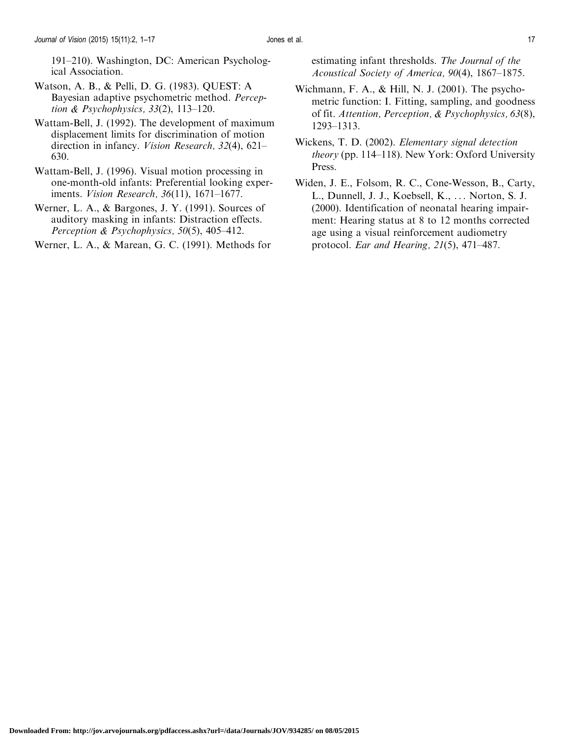191–210). Washington, DC: American Psychological Association.

Watson, A. B., & Pelli, D. G. (1983). QUEST: A Bayesian adaptive psychometric method. *Perception & Psychophysics, 33*(2), 113–120.

Wattam-Bell, J. (1992). The development of maximum displacement limits for discrimination of motion direction in infancy. *Vision Research, 32*(4), 621–630.

Wattam-Bell, J. (1996). Visual motion processing in one-month-old infants: Preferential looking experiments. *Vision Research, 36*(11), 1671–1677.

Werner, L. A., & Bargones, J. Y. (1991). Sources of auditory masking in infants: Distraction effects. *Perception & Psychophysics, 50*(5), 405–412.

Werner, L. A., & Marean, G. C. (1991). Methods for estimating infant thresholds. *The Journal of the Acoustical Society of America, 90*(4), 1867–1875.

Wichmann, F. A., & Hill, N. J. (2001). The psychometric function: I. Fitting, sampling, and goodness of fit. *Attention, Perception, & Psychophysics, 63*(8), 1293–1313.

Wickens, T. D. (2002). *Elementary signal detection theory* (pp. 114–118). New York: Oxford University Press.

Widen, J. E., Folsom, R. C., Cone-Wesson, B., Carty, L., Dunnell, J. J., Koebsell, K., … Norton, S. J. (2000). Identification of neonatal hearing impairment: Hearing status at 8 to 12 months corrected age using a visual reinforcement audiometry protocol. *Ear and Hearing, 21*(5), 471–487.